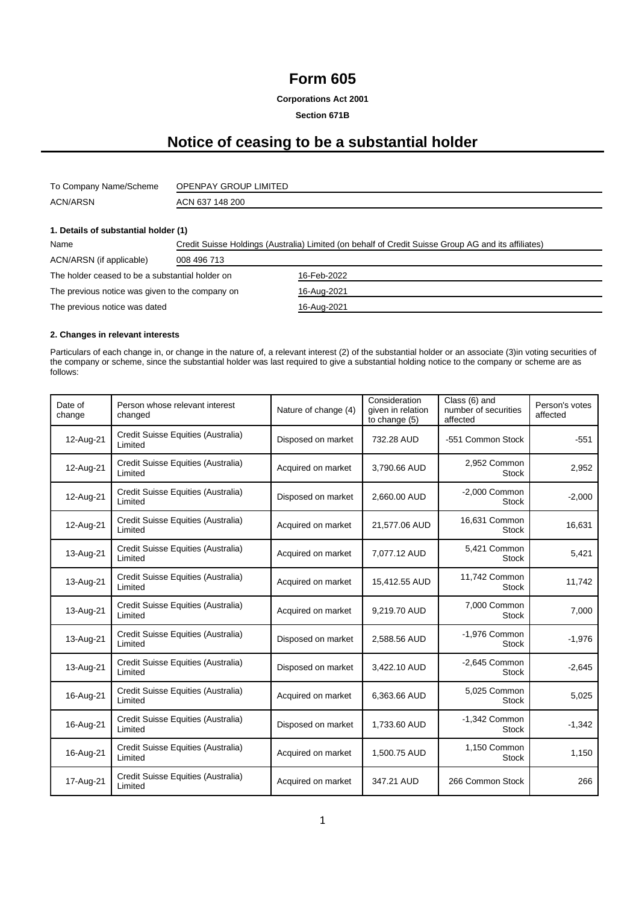# Form 605

**Corporations Act 2001**

**Section 671B**

# Notice of ceasing to be a substantial holder

| | |
|---|---|
| To Company Name/Scheme | OPENPAY GROUP LIMITED |
| ACN/ARSN | ACN 637 148 200 |

### 1. Details of substantial holder (1)

| | |
|---|---|
| Name | Credit Suisse Holdings (Australia) Limited (on behalf of Credit Suisse Group AG and its affiliates) |
| ACN/ARSN (if applicable) | 008 496 713 |
| The holder ceased to be a substantial holder on | 16-Feb-2022 |
| The previous notice was given to the company on | 16-Aug-2021 |
| The previous notice was dated | 16-Aug-2021 |

### 2. Changes in relevant interests

Particulars of each change in, or change in the nature of, a relevant interest (2) of the substantial holder or an associate (3)in voting securities of the company or scheme, since the substantial holder was last required to give a substantial holding notice to the company or scheme are as follows:

| Date of change | Person whose relevant interest changed | Nature of change (4) | Consideration given in relation to change (5) | Class (6) and number of securities affected | Person's votes affected |
|---|---|---|---|---|---|
| 12-Aug-21 | Credit Suisse Equities (Australia) Limited | Disposed on market | 732.28 AUD | -551 Common Stock | -551 |
| 12-Aug-21 | Credit Suisse Equities (Australia) Limited | Acquired on market | 3,790.66 AUD | 2,952 Common Stock | 2,952 |
| 12-Aug-21 | Credit Suisse Equities (Australia) Limited | Disposed on market | 2,660.00 AUD | -2,000 Common Stock | -2,000 |
| 12-Aug-21 | Credit Suisse Equities (Australia) Limited | Acquired on market | 21,577.06 AUD | 16,631 Common Stock | 16,631 |
| 13-Aug-21 | Credit Suisse Equities (Australia) Limited | Acquired on market | 7,077.12 AUD | 5,421 Common Stock | 5,421 |
| 13-Aug-21 | Credit Suisse Equities (Australia) Limited | Acquired on market | 15,412.55 AUD | 11,742 Common Stock | 11,742 |
| 13-Aug-21 | Credit Suisse Equities (Australia) Limited | Acquired on market | 9,219.70 AUD | 7,000 Common Stock | 7,000 |
| 13-Aug-21 | Credit Suisse Equities (Australia) Limited | Disposed on market | 2,588.56 AUD | -1,976 Common Stock | -1,976 |
| 13-Aug-21 | Credit Suisse Equities (Australia) Limited | Disposed on market | 3,422.10 AUD | -2,645 Common Stock | -2,645 |
| 16-Aug-21 | Credit Suisse Equities (Australia) Limited | Acquired on market | 6,363.66 AUD | 5,025 Common Stock | 5,025 |
| 16-Aug-21 | Credit Suisse Equities (Australia) Limited | Disposed on market | 1,733.60 AUD | -1,342 Common Stock | -1,342 |
| 16-Aug-21 | Credit Suisse Equities (Australia) Limited | Acquired on market | 1,500.75 AUD | 1,150 Common Stock | 1,150 |
| 17-Aug-21 | Credit Suisse Equities (Australia) Limited | Acquired on market | 347.21 AUD | 266 Common Stock | 266 |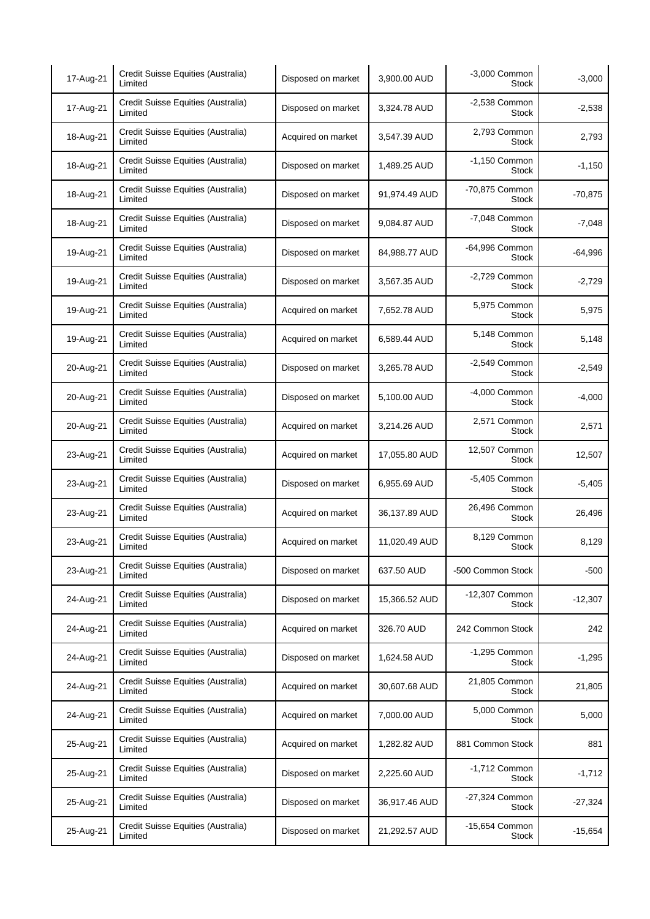| | | | | | |
|---|---|---|---|---|---|
| 17-Aug-21 | Credit Suisse Equities (Australia) Limited | Disposed on market | 3,900.00 AUD | -3,000 Common Stock | -3,000 |
| 17-Aug-21 | Credit Suisse Equities (Australia) Limited | Disposed on market | 3,324.78 AUD | -2,538 Common Stock | -2,538 |
| 18-Aug-21 | Credit Suisse Equities (Australia) Limited | Acquired on market | 3,547.39 AUD | 2,793 Common Stock | 2,793 |
| 18-Aug-21 | Credit Suisse Equities (Australia) Limited | Disposed on market | 1,489.25 AUD | -1,150 Common Stock | -1,150 |
| 18-Aug-21 | Credit Suisse Equities (Australia) Limited | Disposed on market | 91,974.49 AUD | -70,875 Common Stock | -70,875 |
| 18-Aug-21 | Credit Suisse Equities (Australia) Limited | Disposed on market | 9,084.87 AUD | -7,048 Common Stock | -7,048 |
| 19-Aug-21 | Credit Suisse Equities (Australia) Limited | Disposed on market | 84,988.77 AUD | -64,996 Common Stock | -64,996 |
| 19-Aug-21 | Credit Suisse Equities (Australia) Limited | Disposed on market | 3,567.35 AUD | -2,729 Common Stock | -2,729 |
| 19-Aug-21 | Credit Suisse Equities (Australia) Limited | Acquired on market | 7,652.78 AUD | 5,975 Common Stock | 5,975 |
| 19-Aug-21 | Credit Suisse Equities (Australia) Limited | Acquired on market | 6,589.44 AUD | 5,148 Common Stock | 5,148 |
| 20-Aug-21 | Credit Suisse Equities (Australia) Limited | Disposed on market | 3,265.78 AUD | -2,549 Common Stock | -2,549 |
| 20-Aug-21 | Credit Suisse Equities (Australia) Limited | Disposed on market | 5,100.00 AUD | -4,000 Common Stock | -4,000 |
| 20-Aug-21 | Credit Suisse Equities (Australia) Limited | Acquired on market | 3,214.26 AUD | 2,571 Common Stock | 2,571 |
| 23-Aug-21 | Credit Suisse Equities (Australia) Limited | Acquired on market | 17,055.80 AUD | 12,507 Common Stock | 12,507 |
| 23-Aug-21 | Credit Suisse Equities (Australia) Limited | Disposed on market | 6,955.69 AUD | -5,405 Common Stock | -5,405 |
| 23-Aug-21 | Credit Suisse Equities (Australia) Limited | Acquired on market | 36,137.89 AUD | 26,496 Common Stock | 26,496 |
| 23-Aug-21 | Credit Suisse Equities (Australia) Limited | Acquired on market | 11,020.49 AUD | 8,129 Common Stock | 8,129 |
| 23-Aug-21 | Credit Suisse Equities (Australia) Limited | Disposed on market | 637.50 AUD | -500 Common Stock | -500 |
| 24-Aug-21 | Credit Suisse Equities (Australia) Limited | Disposed on market | 15,366.52 AUD | -12,307 Common Stock | -12,307 |
| 24-Aug-21 | Credit Suisse Equities (Australia) Limited | Acquired on market | 326.70 AUD | 242 Common Stock | 242 |
| 24-Aug-21 | Credit Suisse Equities (Australia) Limited | Disposed on market | 1,624.58 AUD | -1,295 Common Stock | -1,295 |
| 24-Aug-21 | Credit Suisse Equities (Australia) Limited | Acquired on market | 30,607.68 AUD | 21,805 Common Stock | 21,805 |
| 24-Aug-21 | Credit Suisse Equities (Australia) Limited | Acquired on market | 7,000.00 AUD | 5,000 Common Stock | 5,000 |
| 25-Aug-21 | Credit Suisse Equities (Australia) Limited | Acquired on market | 1,282.82 AUD | 881 Common Stock | 881 |
| 25-Aug-21 | Credit Suisse Equities (Australia) Limited | Disposed on market | 2,225.60 AUD | -1,712 Common Stock | -1,712 |
| 25-Aug-21 | Credit Suisse Equities (Australia) Limited | Disposed on market | 36,917.46 AUD | -27,324 Common Stock | -27,324 |
| 25-Aug-21 | Credit Suisse Equities (Australia) Limited | Disposed on market | 21,292.57 AUD | -15,654 Common Stock | -15,654 |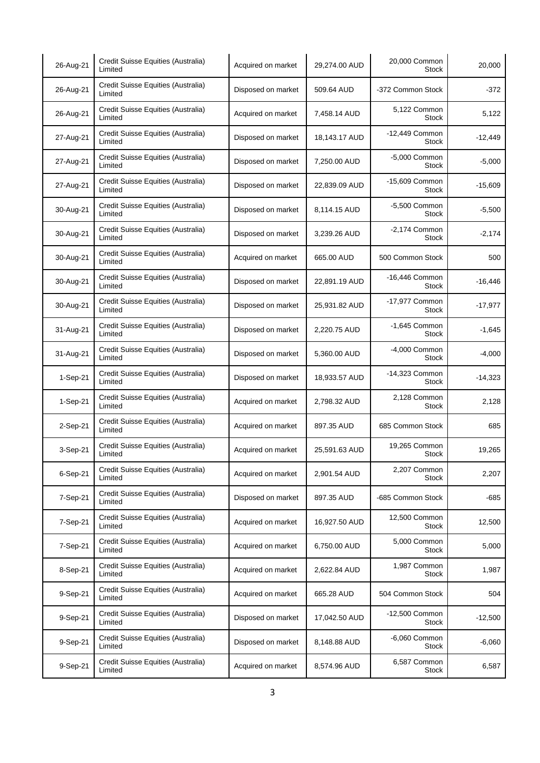| 26-Aug-21 | Credit Suisse Equities (Australia) Limited | Acquired on market | 29,274.00 AUD | 20,000 Common Stock | 20,000 |
|---|---|---|---|---|---|
| 26-Aug-21 | Credit Suisse Equities (Australia) Limited | Disposed on market | 509.64 AUD | -372 Common Stock | -372 |
| 26-Aug-21 | Credit Suisse Equities (Australia) Limited | Acquired on market | 7,458.14 AUD | 5,122 Common Stock | 5,122 |
| 27-Aug-21 | Credit Suisse Equities (Australia) Limited | Disposed on market | 18,143.17 AUD | -12,449 Common Stock | -12,449 |
| 27-Aug-21 | Credit Suisse Equities (Australia) Limited | Disposed on market | 7,250.00 AUD | -5,000 Common Stock | -5,000 |
| 27-Aug-21 | Credit Suisse Equities (Australia) Limited | Disposed on market | 22,839.09 AUD | -15,609 Common Stock | -15,609 |
| 30-Aug-21 | Credit Suisse Equities (Australia) Limited | Disposed on market | 8,114.15 AUD | -5,500 Common Stock | -5,500 |
| 30-Aug-21 | Credit Suisse Equities (Australia) Limited | Disposed on market | 3,239.26 AUD | -2,174 Common Stock | -2,174 |
| 30-Aug-21 | Credit Suisse Equities (Australia) Limited | Acquired on market | 665.00 AUD | 500 Common Stock | 500 |
| 30-Aug-21 | Credit Suisse Equities (Australia) Limited | Disposed on market | 22,891.19 AUD | -16,446 Common Stock | -16,446 |
| 30-Aug-21 | Credit Suisse Equities (Australia) Limited | Disposed on market | 25,931.82 AUD | -17,977 Common Stock | -17,977 |
| 31-Aug-21 | Credit Suisse Equities (Australia) Limited | Disposed on market | 2,220.75 AUD | -1,645 Common Stock | -1,645 |
| 31-Aug-21 | Credit Suisse Equities (Australia) Limited | Disposed on market | 5,360.00 AUD | -4,000 Common Stock | -4,000 |
| 1-Sep-21 | Credit Suisse Equities (Australia) Limited | Disposed on market | 18,933.57 AUD | -14,323 Common Stock | -14,323 |
| 1-Sep-21 | Credit Suisse Equities (Australia) Limited | Acquired on market | 2,798.32 AUD | 2,128 Common Stock | 2,128 |
| 2-Sep-21 | Credit Suisse Equities (Australia) Limited | Acquired on market | 897.35 AUD | 685 Common Stock | 685 |
| 3-Sep-21 | Credit Suisse Equities (Australia) Limited | Acquired on market | 25,591.63 AUD | 19,265 Common Stock | 19,265 |
| 6-Sep-21 | Credit Suisse Equities (Australia) Limited | Acquired on market | 2,901.54 AUD | 2,207 Common Stock | 2,207 |
| 7-Sep-21 | Credit Suisse Equities (Australia) Limited | Disposed on market | 897.35 AUD | -685 Common Stock | -685 |
| 7-Sep-21 | Credit Suisse Equities (Australia) Limited | Acquired on market | 16,927.50 AUD | 12,500 Common Stock | 12,500 |
| 7-Sep-21 | Credit Suisse Equities (Australia) Limited | Acquired on market | 6,750.00 AUD | 5,000 Common Stock | 5,000 |
| 8-Sep-21 | Credit Suisse Equities (Australia) Limited | Acquired on market | 2,622.84 AUD | 1,987 Common Stock | 1,987 |
| 9-Sep-21 | Credit Suisse Equities (Australia) Limited | Acquired on market | 665.28 AUD | 504 Common Stock | 504 |
| 9-Sep-21 | Credit Suisse Equities (Australia) Limited | Disposed on market | 17,042.50 AUD | -12,500 Common Stock | -12,500 |
| 9-Sep-21 | Credit Suisse Equities (Australia) Limited | Disposed on market | 8,148.88 AUD | -6,060 Common Stock | -6,060 |
| 9-Sep-21 | Credit Suisse Equities (Australia) Limited | Acquired on market | 8,574.96 AUD | 6,587 Common Stock | 6,587 |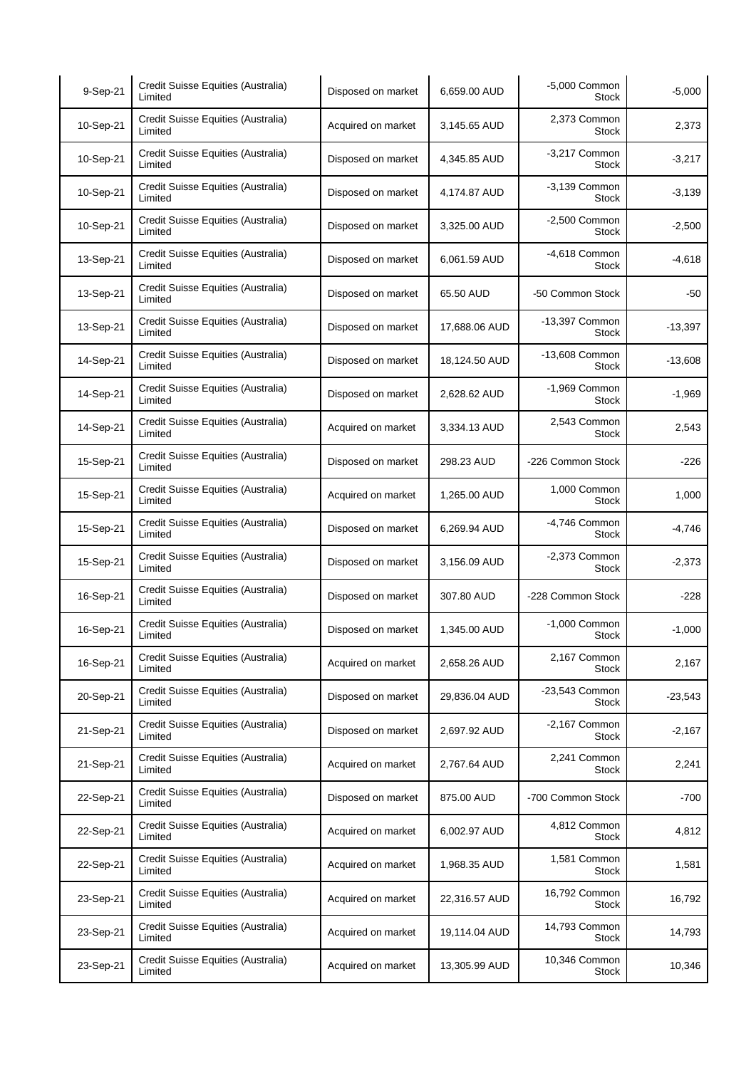| 9-Sep-21 | Credit Suisse Equities (Australia) Limited | Disposed on market | 6,659.00 AUD | -5,000 Common Stock | -5,000 |
|---|---|---|---|---|---|
| 10-Sep-21 | Credit Suisse Equities (Australia) Limited | Acquired on market | 3,145.65 AUD | 2,373 Common Stock | 2,373 |
| 10-Sep-21 | Credit Suisse Equities (Australia) Limited | Disposed on market | 4,345.85 AUD | -3,217 Common Stock | -3,217 |
| 10-Sep-21 | Credit Suisse Equities (Australia) Limited | Disposed on market | 4,174.87 AUD | -3,139 Common Stock | -3,139 |
| 10-Sep-21 | Credit Suisse Equities (Australia) Limited | Disposed on market | 3,325.00 AUD | -2,500 Common Stock | -2,500 |
| 13-Sep-21 | Credit Suisse Equities (Australia) Limited | Disposed on market | 6,061.59 AUD | -4,618 Common Stock | -4,618 |
| 13-Sep-21 | Credit Suisse Equities (Australia) Limited | Disposed on market | 65.50 AUD | -50 Common Stock | -50 |
| 13-Sep-21 | Credit Suisse Equities (Australia) Limited | Disposed on market | 17,688.06 AUD | -13,397 Common Stock | -13,397 |
| 14-Sep-21 | Credit Suisse Equities (Australia) Limited | Disposed on market | 18,124.50 AUD | -13,608 Common Stock | -13,608 |
| 14-Sep-21 | Credit Suisse Equities (Australia) Limited | Disposed on market | 2,628.62 AUD | -1,969 Common Stock | -1,969 |
| 14-Sep-21 | Credit Suisse Equities (Australia) Limited | Acquired on market | 3,334.13 AUD | 2,543 Common Stock | 2,543 |
| 15-Sep-21 | Credit Suisse Equities (Australia) Limited | Disposed on market | 298.23 AUD | -226 Common Stock | -226 |
| 15-Sep-21 | Credit Suisse Equities (Australia) Limited | Acquired on market | 1,265.00 AUD | 1,000 Common Stock | 1,000 |
| 15-Sep-21 | Credit Suisse Equities (Australia) Limited | Disposed on market | 6,269.94 AUD | -4,746 Common Stock | -4,746 |
| 15-Sep-21 | Credit Suisse Equities (Australia) Limited | Disposed on market | 3,156.09 AUD | -2,373 Common Stock | -2,373 |
| 16-Sep-21 | Credit Suisse Equities (Australia) Limited | Disposed on market | 307.80 AUD | -228 Common Stock | -228 |
| 16-Sep-21 | Credit Suisse Equities (Australia) Limited | Disposed on market | 1,345.00 AUD | -1,000 Common Stock | -1,000 |
| 16-Sep-21 | Credit Suisse Equities (Australia) Limited | Acquired on market | 2,658.26 AUD | 2,167 Common Stock | 2,167 |
| 20-Sep-21 | Credit Suisse Equities (Australia) Limited | Disposed on market | 29,836.04 AUD | -23,543 Common Stock | -23,543 |
| 21-Sep-21 | Credit Suisse Equities (Australia) Limited | Disposed on market | 2,697.92 AUD | -2,167 Common Stock | -2,167 |
| 21-Sep-21 | Credit Suisse Equities (Australia) Limited | Acquired on market | 2,767.64 AUD | 2,241 Common Stock | 2,241 |
| 22-Sep-21 | Credit Suisse Equities (Australia) Limited | Disposed on market | 875.00 AUD | -700 Common Stock | -700 |
| 22-Sep-21 | Credit Suisse Equities (Australia) Limited | Acquired on market | 6,002.97 AUD | 4,812 Common Stock | 4,812 |
| 22-Sep-21 | Credit Suisse Equities (Australia) Limited | Acquired on market | 1,968.35 AUD | 1,581 Common Stock | 1,581 |
| 23-Sep-21 | Credit Suisse Equities (Australia) Limited | Acquired on market | 22,316.57 AUD | 16,792 Common Stock | 16,792 |
| 23-Sep-21 | Credit Suisse Equities (Australia) Limited | Acquired on market | 19,114.04 AUD | 14,793 Common Stock | 14,793 |
| 23-Sep-21 | Credit Suisse Equities (Australia) Limited | Acquired on market | 13,305.99 AUD | 10,346 Common Stock | 10,346 |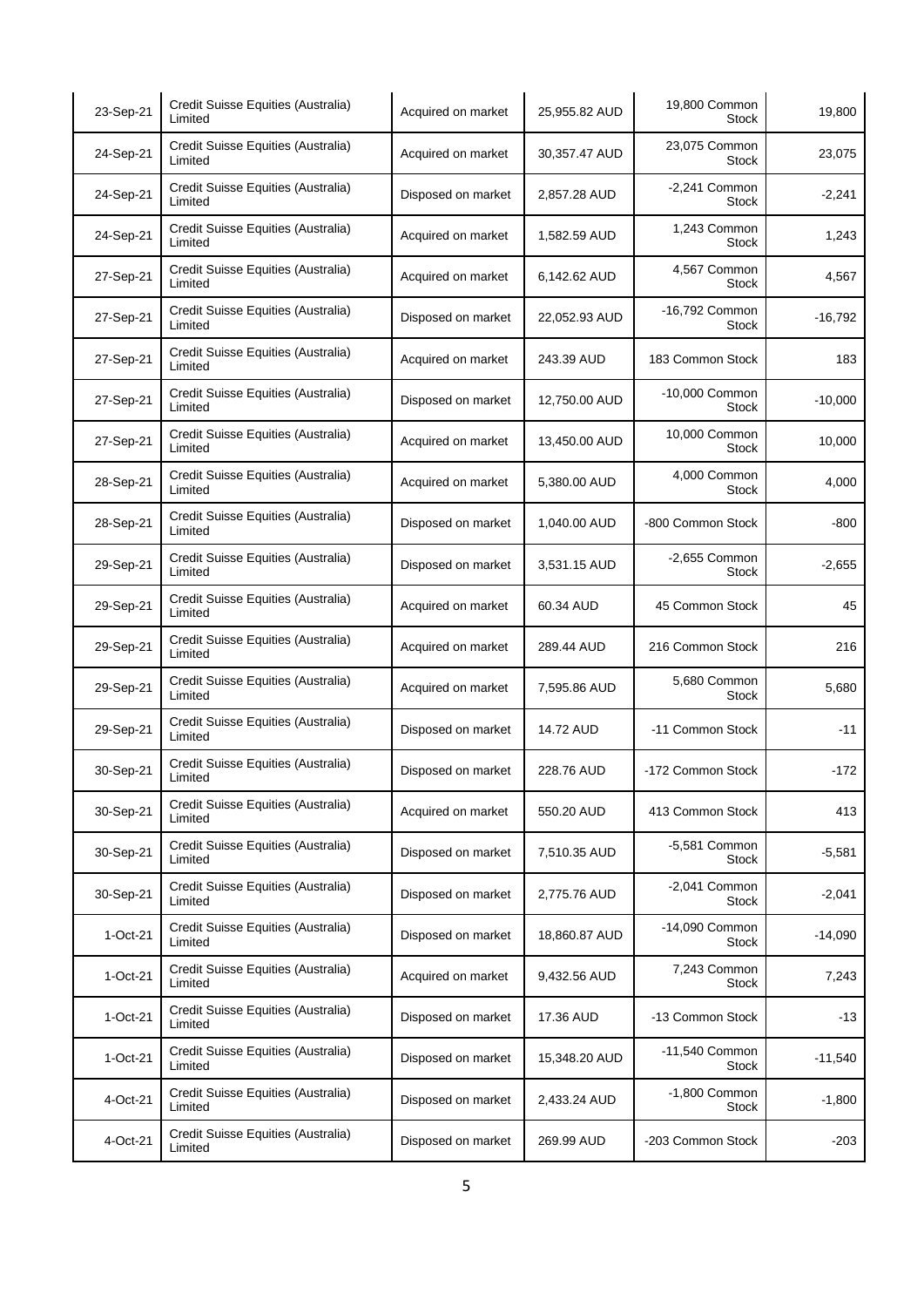| 23-Sep-21 | Credit Suisse Equities (Australia) Limited | Acquired on market | 25,955.82 AUD | 19,800 Common Stock | 19,800 |
|---|---|---|---|---|---|
| 24-Sep-21 | Credit Suisse Equities (Australia) Limited | Acquired on market | 30,357.47 AUD | 23,075 Common Stock | 23,075 |
| 24-Sep-21 | Credit Suisse Equities (Australia) Limited | Disposed on market | 2,857.28 AUD | -2,241 Common Stock | -2,241 |
| 24-Sep-21 | Credit Suisse Equities (Australia) Limited | Acquired on market | 1,582.59 AUD | 1,243 Common Stock | 1,243 |
| 27-Sep-21 | Credit Suisse Equities (Australia) Limited | Acquired on market | 6,142.62 AUD | 4,567 Common Stock | 4,567 |
| 27-Sep-21 | Credit Suisse Equities (Australia) Limited | Disposed on market | 22,052.93 AUD | -16,792 Common Stock | -16,792 |
| 27-Sep-21 | Credit Suisse Equities (Australia) Limited | Acquired on market | 243.39 AUD | 183 Common Stock | 183 |
| 27-Sep-21 | Credit Suisse Equities (Australia) Limited | Disposed on market | 12,750.00 AUD | -10,000 Common Stock | -10,000 |
| 27-Sep-21 | Credit Suisse Equities (Australia) Limited | Acquired on market | 13,450.00 AUD | 10,000 Common Stock | 10,000 |
| 28-Sep-21 | Credit Suisse Equities (Australia) Limited | Acquired on market | 5,380.00 AUD | 4,000 Common Stock | 4,000 |
| 28-Sep-21 | Credit Suisse Equities (Australia) Limited | Disposed on market | 1,040.00 AUD | -800 Common Stock | -800 |
| 29-Sep-21 | Credit Suisse Equities (Australia) Limited | Disposed on market | 3,531.15 AUD | -2,655 Common Stock | -2,655 |
| 29-Sep-21 | Credit Suisse Equities (Australia) Limited | Acquired on market | 60.34 AUD | 45 Common Stock | 45 |
| 29-Sep-21 | Credit Suisse Equities (Australia) Limited | Acquired on market | 289.44 AUD | 216 Common Stock | 216 |
| 29-Sep-21 | Credit Suisse Equities (Australia) Limited | Acquired on market | 7,595.86 AUD | 5,680 Common Stock | 5,680 |
| 29-Sep-21 | Credit Suisse Equities (Australia) Limited | Disposed on market | 14.72 AUD | -11 Common Stock | -11 |
| 30-Sep-21 | Credit Suisse Equities (Australia) Limited | Disposed on market | 228.76 AUD | -172 Common Stock | -172 |
| 30-Sep-21 | Credit Suisse Equities (Australia) Limited | Acquired on market | 550.20 AUD | 413 Common Stock | 413 |
| 30-Sep-21 | Credit Suisse Equities (Australia) Limited | Disposed on market | 7,510.35 AUD | -5,581 Common Stock | -5,581 |
| 30-Sep-21 | Credit Suisse Equities (Australia) Limited | Disposed on market | 2,775.76 AUD | -2,041 Common Stock | -2,041 |
| 1-Oct-21 | Credit Suisse Equities (Australia) Limited | Disposed on market | 18,860.87 AUD | -14,090 Common Stock | -14,090 |
| 1-Oct-21 | Credit Suisse Equities (Australia) Limited | Acquired on market | 9,432.56 AUD | 7,243 Common Stock | 7,243 |
| 1-Oct-21 | Credit Suisse Equities (Australia) Limited | Disposed on market | 17.36 AUD | -13 Common Stock | -13 |
| 1-Oct-21 | Credit Suisse Equities (Australia) Limited | Disposed on market | 15,348.20 AUD | -11,540 Common Stock | -11,540 |
| 4-Oct-21 | Credit Suisse Equities (Australia) Limited | Disposed on market | 2,433.24 AUD | -1,800 Common Stock | -1,800 |
| 4-Oct-21 | Credit Suisse Equities (Australia) Limited | Disposed on market | 269.99 AUD | -203 Common Stock | -203 |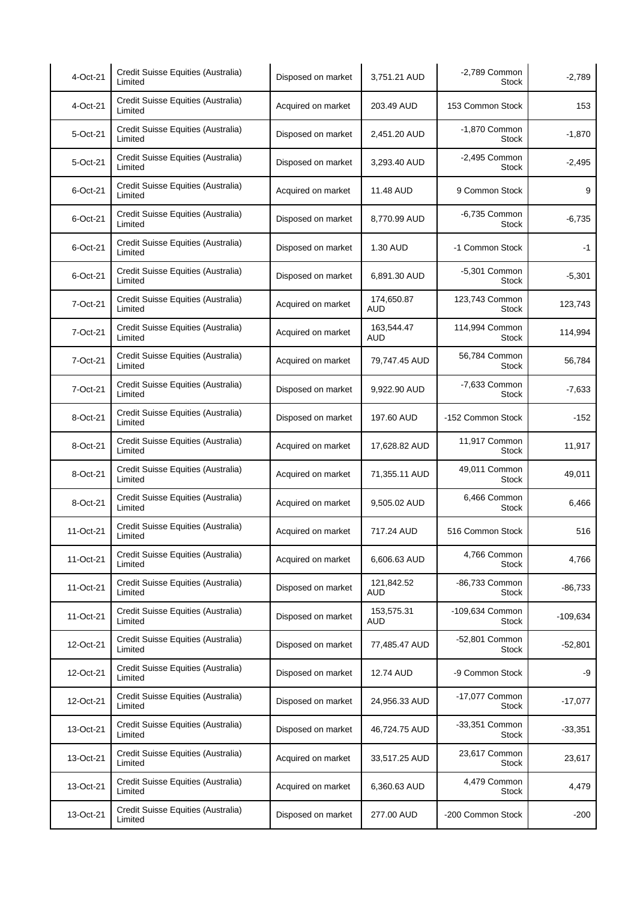| 4-Oct-21 | Credit Suisse Equities (Australia) Limited | Disposed on market | 3,751.21 AUD | -2,789 Common Stock | -2,789 |
|---|---|---|---|---|---|
| 4-Oct-21 | Credit Suisse Equities (Australia) Limited | Acquired on market | 203.49 AUD | 153 Common Stock | 153 |
| 5-Oct-21 | Credit Suisse Equities (Australia) Limited | Disposed on market | 2,451.20 AUD | -1,870 Common Stock | -1,870 |
| 5-Oct-21 | Credit Suisse Equities (Australia) Limited | Disposed on market | 3,293.40 AUD | -2,495 Common Stock | -2,495 |
| 6-Oct-21 | Credit Suisse Equities (Australia) Limited | Acquired on market | 11.48 AUD | 9 Common Stock | 9 |
| 6-Oct-21 | Credit Suisse Equities (Australia) Limited | Disposed on market | 8,770.99 AUD | -6,735 Common Stock | -6,735 |
| 6-Oct-21 | Credit Suisse Equities (Australia) Limited | Disposed on market | 1.30 AUD | -1 Common Stock | -1 |
| 6-Oct-21 | Credit Suisse Equities (Australia) Limited | Disposed on market | 6,891.30 AUD | -5,301 Common Stock | -5,301 |
| 7-Oct-21 | Credit Suisse Equities (Australia) Limited | Acquired on market | 174,650.87 AUD | 123,743 Common Stock | 123,743 |
| 7-Oct-21 | Credit Suisse Equities (Australia) Limited | Acquired on market | 163,544.47 AUD | 114,994 Common Stock | 114,994 |
| 7-Oct-21 | Credit Suisse Equities (Australia) Limited | Acquired on market | 79,747.45 AUD | 56,784 Common Stock | 56,784 |
| 7-Oct-21 | Credit Suisse Equities (Australia) Limited | Disposed on market | 9,922.90 AUD | -7,633 Common Stock | -7,633 |
| 8-Oct-21 | Credit Suisse Equities (Australia) Limited | Disposed on market | 197.60 AUD | -152 Common Stock | -152 |
| 8-Oct-21 | Credit Suisse Equities (Australia) Limited | Acquired on market | 17,628.82 AUD | 11,917 Common Stock | 11,917 |
| 8-Oct-21 | Credit Suisse Equities (Australia) Limited | Acquired on market | 71,355.11 AUD | 49,011 Common Stock | 49,011 |
| 8-Oct-21 | Credit Suisse Equities (Australia) Limited | Acquired on market | 9,505.02 AUD | 6,466 Common Stock | 6,466 |
| 11-Oct-21 | Credit Suisse Equities (Australia) Limited | Acquired on market | 717.24 AUD | 516 Common Stock | 516 |
| 11-Oct-21 | Credit Suisse Equities (Australia) Limited | Acquired on market | 6,606.63 AUD | 4,766 Common Stock | 4,766 |
| 11-Oct-21 | Credit Suisse Equities (Australia) Limited | Disposed on market | 121,842.52 AUD | -86,733 Common Stock | -86,733 |
| 11-Oct-21 | Credit Suisse Equities (Australia) Limited | Disposed on market | 153,575.31 AUD | -109,634 Common Stock | -109,634 |
| 12-Oct-21 | Credit Suisse Equities (Australia) Limited | Disposed on market | 77,485.47 AUD | -52,801 Common Stock | -52,801 |
| 12-Oct-21 | Credit Suisse Equities (Australia) Limited | Disposed on market | 12.74 AUD | -9 Common Stock | -9 |
| 12-Oct-21 | Credit Suisse Equities (Australia) Limited | Disposed on market | 24,956.33 AUD | -17,077 Common Stock | -17,077 |
| 13-Oct-21 | Credit Suisse Equities (Australia) Limited | Disposed on market | 46,724.75 AUD | -33,351 Common Stock | -33,351 |
| 13-Oct-21 | Credit Suisse Equities (Australia) Limited | Acquired on market | 33,517.25 AUD | 23,617 Common Stock | 23,617 |
| 13-Oct-21 | Credit Suisse Equities (Australia) Limited | Acquired on market | 6,360.63 AUD | 4,479 Common Stock | 4,479 |
| 13-Oct-21 | Credit Suisse Equities (Australia) Limited | Disposed on market | 277.00 AUD | -200 Common Stock | -200 |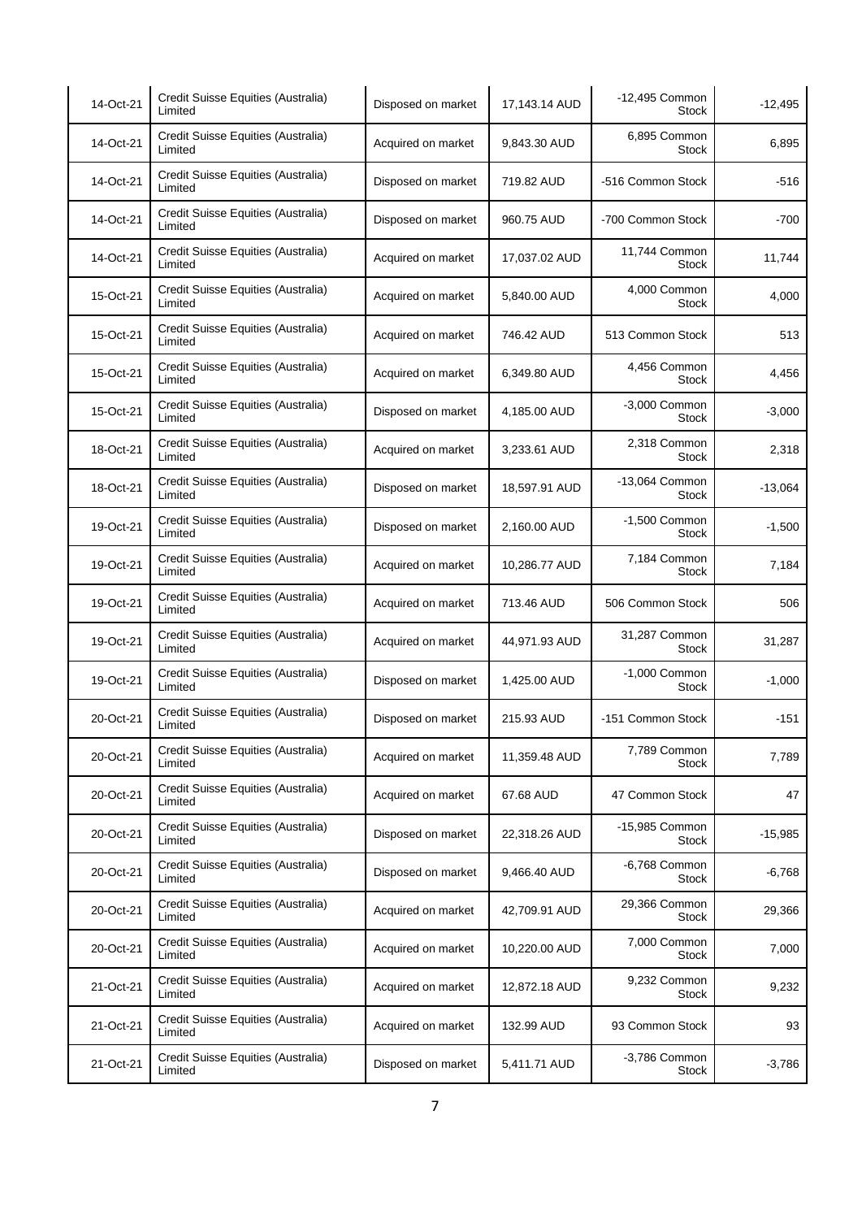| 14-Oct-21 | Credit Suisse Equities (Australia) Limited | Disposed on market | 17,143.14 AUD | -12,495 Common Stock | -12,495 |
|---|---|---|---|---|---|
| 14-Oct-21 | Credit Suisse Equities (Australia) Limited | Acquired on market | 9,843.30 AUD | 6,895 Common Stock | 6,895 |
| 14-Oct-21 | Credit Suisse Equities (Australia) Limited | Disposed on market | 719.82 AUD | -516 Common Stock | -516 |
| 14-Oct-21 | Credit Suisse Equities (Australia) Limited | Disposed on market | 960.75 AUD | -700 Common Stock | -700 |
| 14-Oct-21 | Credit Suisse Equities (Australia) Limited | Acquired on market | 17,037.02 AUD | 11,744 Common Stock | 11,744 |
| 15-Oct-21 | Credit Suisse Equities (Australia) Limited | Acquired on market | 5,840.00 AUD | 4,000 Common Stock | 4,000 |
| 15-Oct-21 | Credit Suisse Equities (Australia) Limited | Acquired on market | 746.42 AUD | 513 Common Stock | 513 |
| 15-Oct-21 | Credit Suisse Equities (Australia) Limited | Acquired on market | 6,349.80 AUD | 4,456 Common Stock | 4,456 |
| 15-Oct-21 | Credit Suisse Equities (Australia) Limited | Disposed on market | 4,185.00 AUD | -3,000 Common Stock | -3,000 |
| 18-Oct-21 | Credit Suisse Equities (Australia) Limited | Acquired on market | 3,233.61 AUD | 2,318 Common Stock | 2,318 |
| 18-Oct-21 | Credit Suisse Equities (Australia) Limited | Disposed on market | 18,597.91 AUD | -13,064 Common Stock | -13,064 |
| 19-Oct-21 | Credit Suisse Equities (Australia) Limited | Disposed on market | 2,160.00 AUD | -1,500 Common Stock | -1,500 |
| 19-Oct-21 | Credit Suisse Equities (Australia) Limited | Acquired on market | 10,286.77 AUD | 7,184 Common Stock | 7,184 |
| 19-Oct-21 | Credit Suisse Equities (Australia) Limited | Acquired on market | 713.46 AUD | 506 Common Stock | 506 |
| 19-Oct-21 | Credit Suisse Equities (Australia) Limited | Acquired on market | 44,971.93 AUD | 31,287 Common Stock | 31,287 |
| 19-Oct-21 | Credit Suisse Equities (Australia) Limited | Disposed on market | 1,425.00 AUD | -1,000 Common Stock | -1,000 |
| 20-Oct-21 | Credit Suisse Equities (Australia) Limited | Disposed on market | 215.93 AUD | -151 Common Stock | -151 |
| 20-Oct-21 | Credit Suisse Equities (Australia) Limited | Acquired on market | 11,359.48 AUD | 7,789 Common Stock | 7,789 |
| 20-Oct-21 | Credit Suisse Equities (Australia) Limited | Acquired on market | 67.68 AUD | 47 Common Stock | 47 |
| 20-Oct-21 | Credit Suisse Equities (Australia) Limited | Disposed on market | 22,318.26 AUD | -15,985 Common Stock | -15,985 |
| 20-Oct-21 | Credit Suisse Equities (Australia) Limited | Disposed on market | 9,466.40 AUD | -6,768 Common Stock | -6,768 |
| 20-Oct-21 | Credit Suisse Equities (Australia) Limited | Acquired on market | 42,709.91 AUD | 29,366 Common Stock | 29,366 |
| 20-Oct-21 | Credit Suisse Equities (Australia) Limited | Acquired on market | 10,220.00 AUD | 7,000 Common Stock | 7,000 |
| 21-Oct-21 | Credit Suisse Equities (Australia) Limited | Acquired on market | 12,872.18 AUD | 9,232 Common Stock | 9,232 |
| 21-Oct-21 | Credit Suisse Equities (Australia) Limited | Acquired on market | 132.99 AUD | 93 Common Stock | 93 |
| 21-Oct-21 | Credit Suisse Equities (Australia) Limited | Disposed on market | 5,411.71 AUD | -3,786 Common Stock | -3,786 |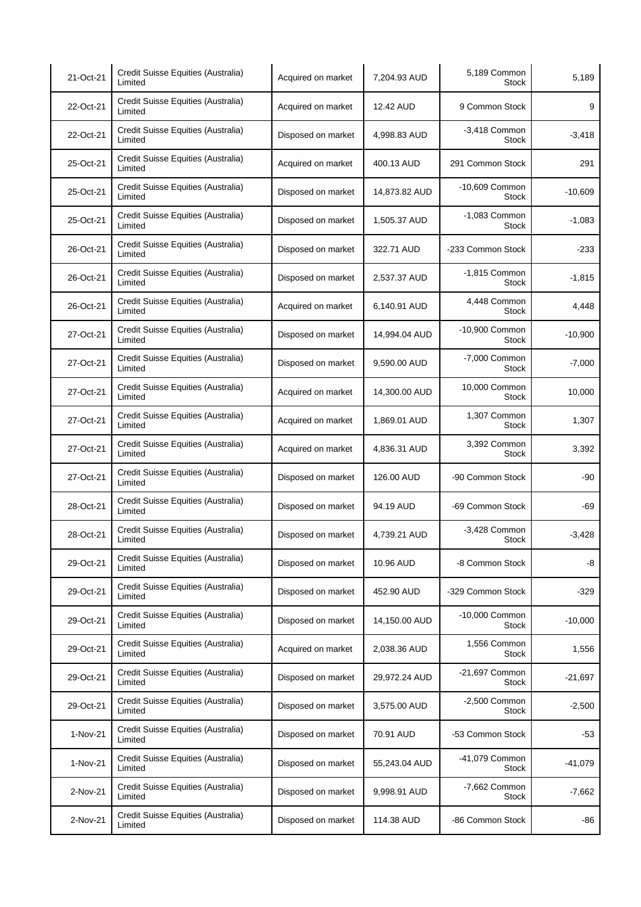| | | | | | |
|---|---|---|---|---|---|
| 21-Oct-21 | Credit Suisse Equities (Australia) Limited | Acquired on market | 7,204.93 AUD | 5,189 Common Stock | 5,189 |
| 22-Oct-21 | Credit Suisse Equities (Australia) Limited | Acquired on market | 12.42 AUD | 9 Common Stock | 9 |
| 22-Oct-21 | Credit Suisse Equities (Australia) Limited | Disposed on market | 4,998.83 AUD | -3,418 Common Stock | -3,418 |
| 25-Oct-21 | Credit Suisse Equities (Australia) Limited | Acquired on market | 400.13 AUD | 291 Common Stock | 291 |
| 25-Oct-21 | Credit Suisse Equities (Australia) Limited | Disposed on market | 14,873.82 AUD | -10,609 Common Stock | -10,609 |
| 25-Oct-21 | Credit Suisse Equities (Australia) Limited | Disposed on market | 1,505.37 AUD | -1,083 Common Stock | -1,083 |
| 26-Oct-21 | Credit Suisse Equities (Australia) Limited | Disposed on market | 322.71 AUD | -233 Common Stock | -233 |
| 26-Oct-21 | Credit Suisse Equities (Australia) Limited | Disposed on market | 2,537.37 AUD | -1,815 Common Stock | -1,815 |
| 26-Oct-21 | Credit Suisse Equities (Australia) Limited | Acquired on market | 6,140.91 AUD | 4,448 Common Stock | 4,448 |
| 27-Oct-21 | Credit Suisse Equities (Australia) Limited | Disposed on market | 14,994.04 AUD | -10,900 Common Stock | -10,900 |
| 27-Oct-21 | Credit Suisse Equities (Australia) Limited | Disposed on market | 9,590.00 AUD | -7,000 Common Stock | -7,000 |
| 27-Oct-21 | Credit Suisse Equities (Australia) Limited | Acquired on market | 14,300.00 AUD | 10,000 Common Stock | 10,000 |
| 27-Oct-21 | Credit Suisse Equities (Australia) Limited | Acquired on market | 1,869.01 AUD | 1,307 Common Stock | 1,307 |
| 27-Oct-21 | Credit Suisse Equities (Australia) Limited | Acquired on market | 4,836.31 AUD | 3,392 Common Stock | 3,392 |
| 27-Oct-21 | Credit Suisse Equities (Australia) Limited | Disposed on market | 126.00 AUD | -90 Common Stock | -90 |
| 28-Oct-21 | Credit Suisse Equities (Australia) Limited | Disposed on market | 94.19 AUD | -69 Common Stock | -69 |
| 28-Oct-21 | Credit Suisse Equities (Australia) Limited | Disposed on market | 4,739.21 AUD | -3,428 Common Stock | -3,428 |
| 29-Oct-21 | Credit Suisse Equities (Australia) Limited | Disposed on market | 10.96 AUD | -8 Common Stock | -8 |
| 29-Oct-21 | Credit Suisse Equities (Australia) Limited | Disposed on market | 452.90 AUD | -329 Common Stock | -329 |
| 29-Oct-21 | Credit Suisse Equities (Australia) Limited | Disposed on market | 14,150.00 AUD | -10,000 Common Stock | -10,000 |
| 29-Oct-21 | Credit Suisse Equities (Australia) Limited | Acquired on market | 2,038.36 AUD | 1,556 Common Stock | 1,556 |
| 29-Oct-21 | Credit Suisse Equities (Australia) Limited | Disposed on market | 29,972.24 AUD | -21,697 Common Stock | -21,697 |
| 29-Oct-21 | Credit Suisse Equities (Australia) Limited | Disposed on market | 3,575.00 AUD | -2,500 Common Stock | -2,500 |
| 1-Nov-21 | Credit Suisse Equities (Australia) Limited | Disposed on market | 70.91 AUD | -53 Common Stock | -53 |
| 1-Nov-21 | Credit Suisse Equities (Australia) Limited | Disposed on market | 55,243.04 AUD | -41,079 Common Stock | -41,079 |
| 2-Nov-21 | Credit Suisse Equities (Australia) Limited | Disposed on market | 9,998.91 AUD | -7,662 Common Stock | -7,662 |
| 2-Nov-21 | Credit Suisse Equities (Australia) Limited | Disposed on market | 114.38 AUD | -86 Common Stock | -86 |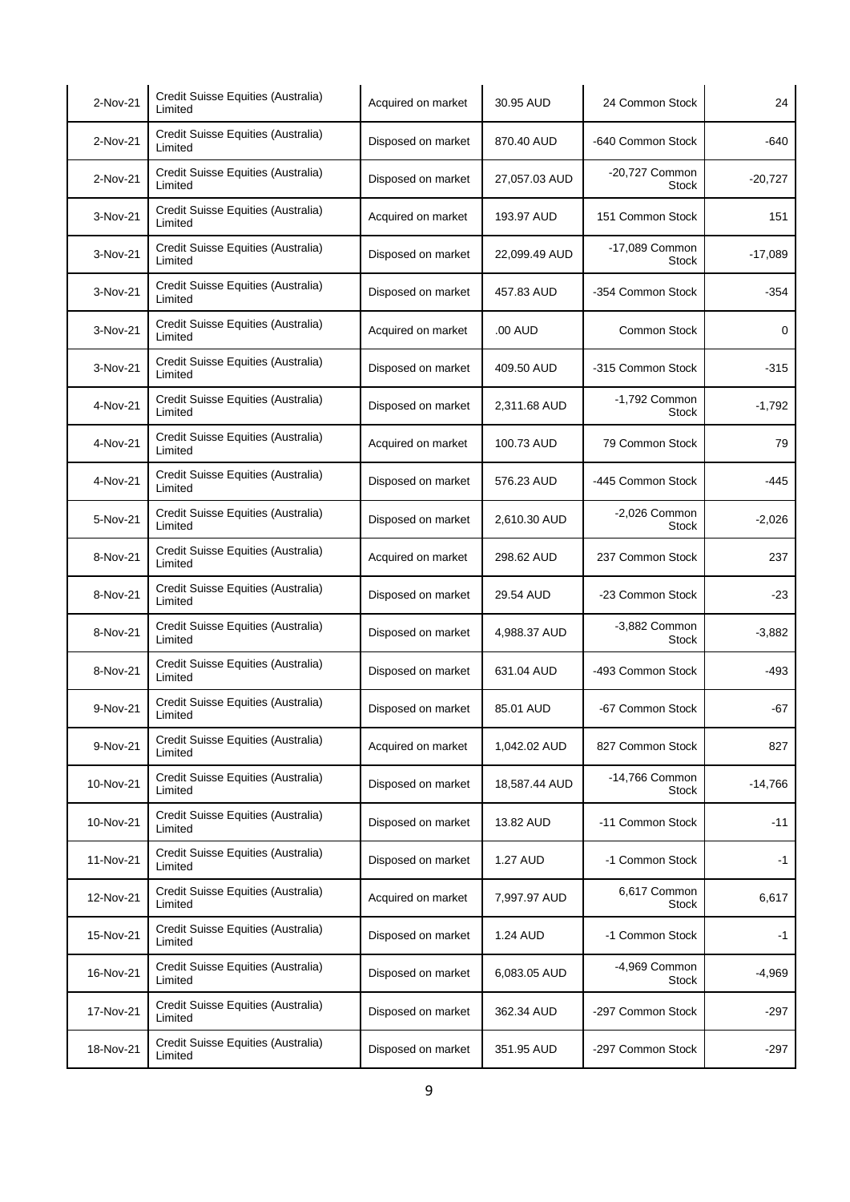| | | | | | |
|---|---|---|---|---|---|
| 2-Nov-21 | Credit Suisse Equities (Australia) Limited | Acquired on market | 30.95 AUD | 24 Common Stock | 24 |
| 2-Nov-21 | Credit Suisse Equities (Australia) Limited | Disposed on market | 870.40 AUD | -640 Common Stock | -640 |
| 2-Nov-21 | Credit Suisse Equities (Australia) Limited | Disposed on market | 27,057.03 AUD | -20,727 Common Stock | -20,727 |
| 3-Nov-21 | Credit Suisse Equities (Australia) Limited | Acquired on market | 193.97 AUD | 151 Common Stock | 151 |
| 3-Nov-21 | Credit Suisse Equities (Australia) Limited | Disposed on market | 22,099.49 AUD | -17,089 Common Stock | -17,089 |
| 3-Nov-21 | Credit Suisse Equities (Australia) Limited | Disposed on market | 457.83 AUD | -354 Common Stock | -354 |
| 3-Nov-21 | Credit Suisse Equities (Australia) Limited | Acquired on market | .00 AUD | Common Stock | 0 |
| 3-Nov-21 | Credit Suisse Equities (Australia) Limited | Disposed on market | 409.50 AUD | -315 Common Stock | -315 |
| 4-Nov-21 | Credit Suisse Equities (Australia) Limited | Disposed on market | 2,311.68 AUD | -1,792 Common Stock | -1,792 |
| 4-Nov-21 | Credit Suisse Equities (Australia) Limited | Acquired on market | 100.73 AUD | 79 Common Stock | 79 |
| 4-Nov-21 | Credit Suisse Equities (Australia) Limited | Disposed on market | 576.23 AUD | -445 Common Stock | -445 |
| 5-Nov-21 | Credit Suisse Equities (Australia) Limited | Disposed on market | 2,610.30 AUD | -2,026 Common Stock | -2,026 |
| 8-Nov-21 | Credit Suisse Equities (Australia) Limited | Acquired on market | 298.62 AUD | 237 Common Stock | 237 |
| 8-Nov-21 | Credit Suisse Equities (Australia) Limited | Disposed on market | 29.54 AUD | -23 Common Stock | -23 |
| 8-Nov-21 | Credit Suisse Equities (Australia) Limited | Disposed on market | 4,988.37 AUD | -3,882 Common Stock | -3,882 |
| 8-Nov-21 | Credit Suisse Equities (Australia) Limited | Disposed on market | 631.04 AUD | -493 Common Stock | -493 |
| 9-Nov-21 | Credit Suisse Equities (Australia) Limited | Disposed on market | 85.01 AUD | -67 Common Stock | -67 |
| 9-Nov-21 | Credit Suisse Equities (Australia) Limited | Acquired on market | 1,042.02 AUD | 827 Common Stock | 827 |
| 10-Nov-21 | Credit Suisse Equities (Australia) Limited | Disposed on market | 18,587.44 AUD | -14,766 Common Stock | -14,766 |
| 10-Nov-21 | Credit Suisse Equities (Australia) Limited | Disposed on market | 13.82 AUD | -11 Common Stock | -11 |
| 11-Nov-21 | Credit Suisse Equities (Australia) Limited | Disposed on market | 1.27 AUD | -1 Common Stock | -1 |
| 12-Nov-21 | Credit Suisse Equities (Australia) Limited | Acquired on market | 7,997.97 AUD | 6,617 Common Stock | 6,617 |
| 15-Nov-21 | Credit Suisse Equities (Australia) Limited | Disposed on market | 1.24 AUD | -1 Common Stock | -1 |
| 16-Nov-21 | Credit Suisse Equities (Australia) Limited | Disposed on market | 6,083.05 AUD | -4,969 Common Stock | -4,969 |
| 17-Nov-21 | Credit Suisse Equities (Australia) Limited | Disposed on market | 362.34 AUD | -297 Common Stock | -297 |
| 18-Nov-21 | Credit Suisse Equities (Australia) Limited | Disposed on market | 351.95 AUD | -297 Common Stock | -297 |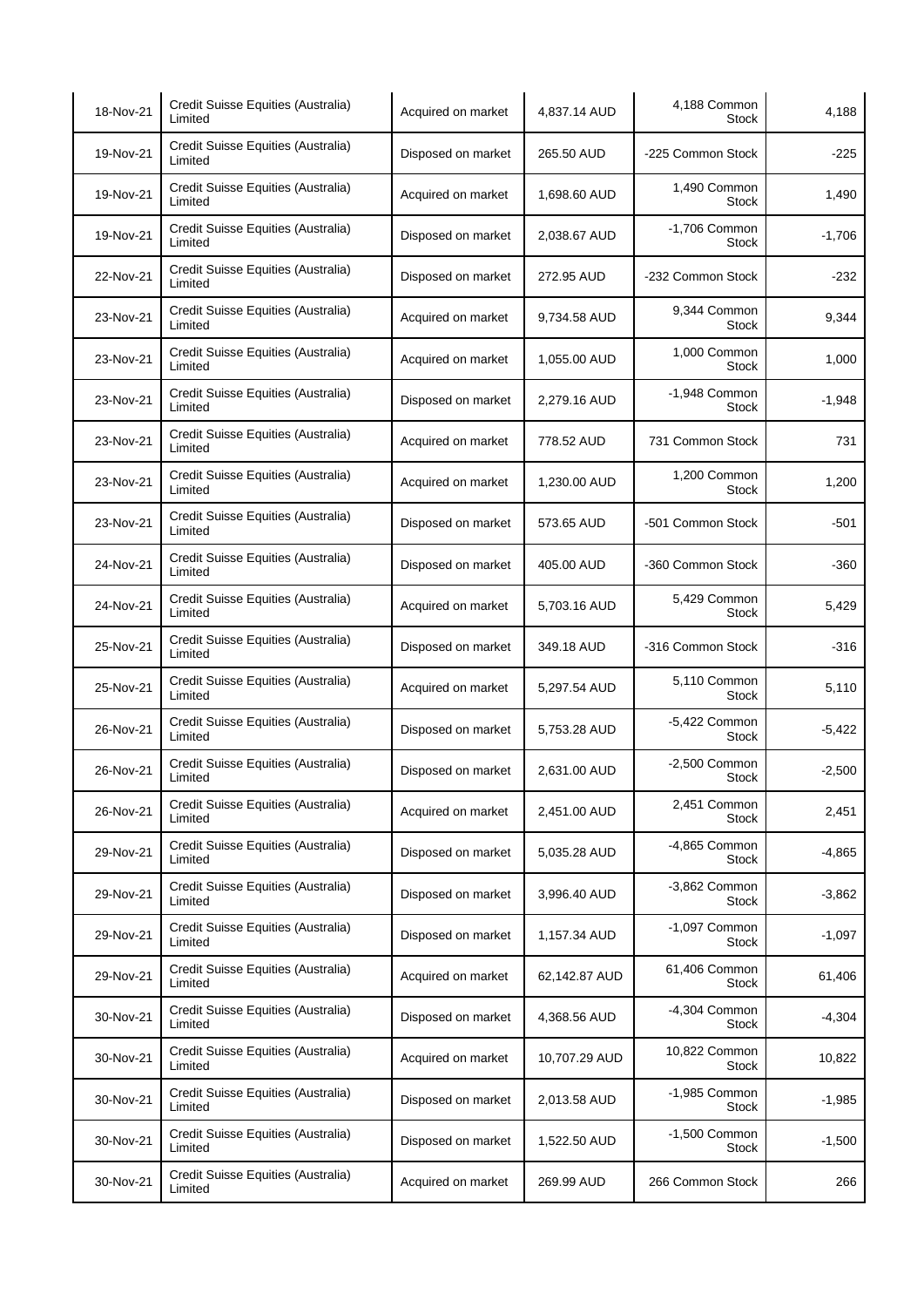| | | | | | |
|---|---|---|---|---|---|
| 18-Nov-21 | Credit Suisse Equities (Australia) Limited | Acquired on market | 4,837.14 AUD | 4,188 Common Stock | 4,188 |
| 19-Nov-21 | Credit Suisse Equities (Australia) Limited | Disposed on market | 265.50 AUD | -225 Common Stock | -225 |
| 19-Nov-21 | Credit Suisse Equities (Australia) Limited | Acquired on market | 1,698.60 AUD | 1,490 Common Stock | 1,490 |
| 19-Nov-21 | Credit Suisse Equities (Australia) Limited | Disposed on market | 2,038.67 AUD | -1,706 Common Stock | -1,706 |
| 22-Nov-21 | Credit Suisse Equities (Australia) Limited | Disposed on market | 272.95 AUD | -232 Common Stock | -232 |
| 23-Nov-21 | Credit Suisse Equities (Australia) Limited | Acquired on market | 9,734.58 AUD | 9,344 Common Stock | 9,344 |
| 23-Nov-21 | Credit Suisse Equities (Australia) Limited | Acquired on market | 1,055.00 AUD | 1,000 Common Stock | 1,000 |
| 23-Nov-21 | Credit Suisse Equities (Australia) Limited | Disposed on market | 2,279.16 AUD | -1,948 Common Stock | -1,948 |
| 23-Nov-21 | Credit Suisse Equities (Australia) Limited | Acquired on market | 778.52 AUD | 731 Common Stock | 731 |
| 23-Nov-21 | Credit Suisse Equities (Australia) Limited | Acquired on market | 1,230.00 AUD | 1,200 Common Stock | 1,200 |
| 23-Nov-21 | Credit Suisse Equities (Australia) Limited | Disposed on market | 573.65 AUD | -501 Common Stock | -501 |
| 24-Nov-21 | Credit Suisse Equities (Australia) Limited | Disposed on market | 405.00 AUD | -360 Common Stock | -360 |
| 24-Nov-21 | Credit Suisse Equities (Australia) Limited | Acquired on market | 5,703.16 AUD | 5,429 Common Stock | 5,429 |
| 25-Nov-21 | Credit Suisse Equities (Australia) Limited | Disposed on market | 349.18 AUD | -316 Common Stock | -316 |
| 25-Nov-21 | Credit Suisse Equities (Australia) Limited | Acquired on market | 5,297.54 AUD | 5,110 Common Stock | 5,110 |
| 26-Nov-21 | Credit Suisse Equities (Australia) Limited | Disposed on market | 5,753.28 AUD | -5,422 Common Stock | -5,422 |
| 26-Nov-21 | Credit Suisse Equities (Australia) Limited | Disposed on market | 2,631.00 AUD | -2,500 Common Stock | -2,500 |
| 26-Nov-21 | Credit Suisse Equities (Australia) Limited | Acquired on market | 2,451.00 AUD | 2,451 Common Stock | 2,451 |
| 29-Nov-21 | Credit Suisse Equities (Australia) Limited | Disposed on market | 5,035.28 AUD | -4,865 Common Stock | -4,865 |
| 29-Nov-21 | Credit Suisse Equities (Australia) Limited | Disposed on market | 3,996.40 AUD | -3,862 Common Stock | -3,862 |
| 29-Nov-21 | Credit Suisse Equities (Australia) Limited | Disposed on market | 1,157.34 AUD | -1,097 Common Stock | -1,097 |
| 29-Nov-21 | Credit Suisse Equities (Australia) Limited | Acquired on market | 62,142.87 AUD | 61,406 Common Stock | 61,406 |
| 30-Nov-21 | Credit Suisse Equities (Australia) Limited | Disposed on market | 4,368.56 AUD | -4,304 Common Stock | -4,304 |
| 30-Nov-21 | Credit Suisse Equities (Australia) Limited | Acquired on market | 10,707.29 AUD | 10,822 Common Stock | 10,822 |
| 30-Nov-21 | Credit Suisse Equities (Australia) Limited | Disposed on market | 2,013.58 AUD | -1,985 Common Stock | -1,985 |
| 30-Nov-21 | Credit Suisse Equities (Australia) Limited | Disposed on market | 1,522.50 AUD | -1,500 Common Stock | -1,500 |
| 30-Nov-21 | Credit Suisse Equities (Australia) Limited | Acquired on market | 269.99 AUD | 266 Common Stock | 266 |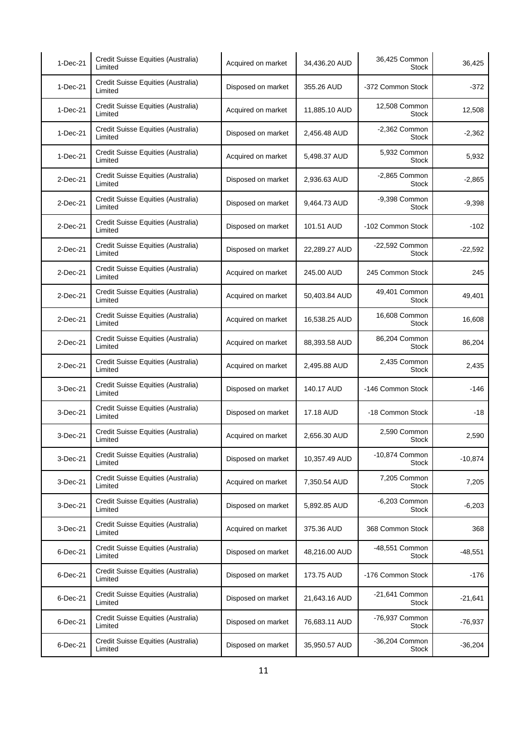| | | | | | |
|---|---|---|---|---|---|
| 1-Dec-21 | Credit Suisse Equities (Australia) Limited | Acquired on market | 34,436.20 AUD | 36,425 Common Stock | 36,425 |
| 1-Dec-21 | Credit Suisse Equities (Australia) Limited | Disposed on market | 355.26 AUD | -372 Common Stock | -372 |
| 1-Dec-21 | Credit Suisse Equities (Australia) Limited | Acquired on market | 11,885.10 AUD | 12,508 Common Stock | 12,508 |
| 1-Dec-21 | Credit Suisse Equities (Australia) Limited | Disposed on market | 2,456.48 AUD | -2,362 Common Stock | -2,362 |
| 1-Dec-21 | Credit Suisse Equities (Australia) Limited | Acquired on market | 5,498.37 AUD | 5,932 Common Stock | 5,932 |
| 2-Dec-21 | Credit Suisse Equities (Australia) Limited | Disposed on market | 2,936.63 AUD | -2,865 Common Stock | -2,865 |
| 2-Dec-21 | Credit Suisse Equities (Australia) Limited | Disposed on market | 9,464.73 AUD | -9,398 Common Stock | -9,398 |
| 2-Dec-21 | Credit Suisse Equities (Australia) Limited | Disposed on market | 101.51 AUD | -102 Common Stock | -102 |
| 2-Dec-21 | Credit Suisse Equities (Australia) Limited | Disposed on market | 22,289.27 AUD | -22,592 Common Stock | -22,592 |
| 2-Dec-21 | Credit Suisse Equities (Australia) Limited | Acquired on market | 245.00 AUD | 245 Common Stock | 245 |
| 2-Dec-21 | Credit Suisse Equities (Australia) Limited | Acquired on market | 50,403.84 AUD | 49,401 Common Stock | 49,401 |
| 2-Dec-21 | Credit Suisse Equities (Australia) Limited | Acquired on market | 16,538.25 AUD | 16,608 Common Stock | 16,608 |
| 2-Dec-21 | Credit Suisse Equities (Australia) Limited | Acquired on market | 88,393.58 AUD | 86,204 Common Stock | 86,204 |
| 2-Dec-21 | Credit Suisse Equities (Australia) Limited | Acquired on market | 2,495.88 AUD | 2,435 Common Stock | 2,435 |
| 3-Dec-21 | Credit Suisse Equities (Australia) Limited | Disposed on market | 140.17 AUD | -146 Common Stock | -146 |
| 3-Dec-21 | Credit Suisse Equities (Australia) Limited | Disposed on market | 17.18 AUD | -18 Common Stock | -18 |
| 3-Dec-21 | Credit Suisse Equities (Australia) Limited | Acquired on market | 2,656.30 AUD | 2,590 Common Stock | 2,590 |
| 3-Dec-21 | Credit Suisse Equities (Australia) Limited | Disposed on market | 10,357.49 AUD | -10,874 Common Stock | -10,874 |
| 3-Dec-21 | Credit Suisse Equities (Australia) Limited | Acquired on market | 7,350.54 AUD | 7,205 Common Stock | 7,205 |
| 3-Dec-21 | Credit Suisse Equities (Australia) Limited | Disposed on market | 5,892.85 AUD | -6,203 Common Stock | -6,203 |
| 3-Dec-21 | Credit Suisse Equities (Australia) Limited | Acquired on market | 375.36 AUD | 368 Common Stock | 368 |
| 6-Dec-21 | Credit Suisse Equities (Australia) Limited | Disposed on market | 48,216.00 AUD | -48,551 Common Stock | -48,551 |
| 6-Dec-21 | Credit Suisse Equities (Australia) Limited | Disposed on market | 173.75 AUD | -176 Common Stock | -176 |
| 6-Dec-21 | Credit Suisse Equities (Australia) Limited | Disposed on market | 21,643.16 AUD | -21,641 Common Stock | -21,641 |
| 6-Dec-21 | Credit Suisse Equities (Australia) Limited | Disposed on market | 76,683.11 AUD | -76,937 Common Stock | -76,937 |
| 6-Dec-21 | Credit Suisse Equities (Australia) Limited | Disposed on market | 35,950.57 AUD | -36,204 Common Stock | -36,204 |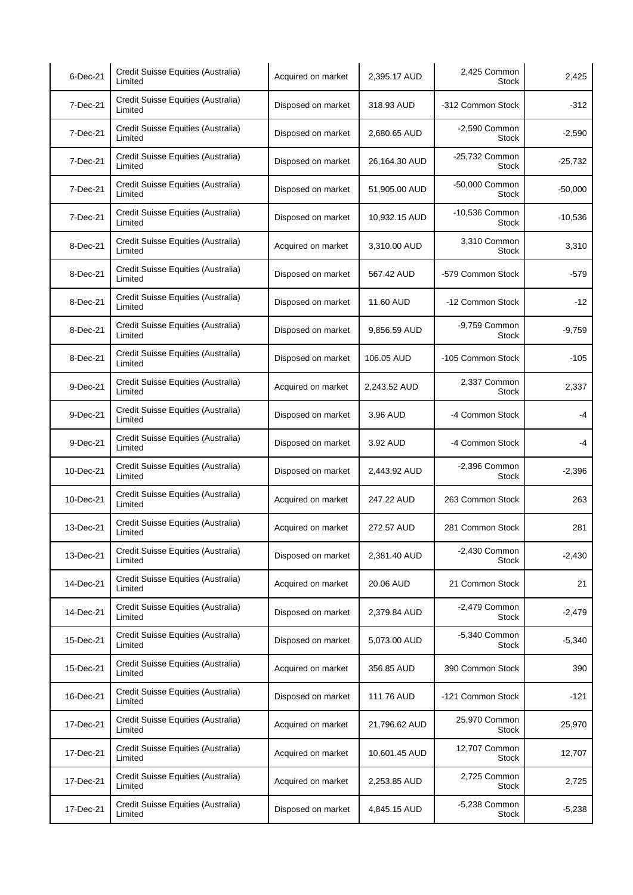| | | | | | |
|---|---|---|---|---|---|
| 6-Dec-21 | Credit Suisse Equities (Australia) Limited | Acquired on market | 2,395.17 AUD | 2,425 Common Stock | 2,425 |
| 7-Dec-21 | Credit Suisse Equities (Australia) Limited | Disposed on market | 318.93 AUD | -312 Common Stock | -312 |
| 7-Dec-21 | Credit Suisse Equities (Australia) Limited | Disposed on market | 2,680.65 AUD | -2,590 Common Stock | -2,590 |
| 7-Dec-21 | Credit Suisse Equities (Australia) Limited | Disposed on market | 26,164.30 AUD | -25,732 Common Stock | -25,732 |
| 7-Dec-21 | Credit Suisse Equities (Australia) Limited | Disposed on market | 51,905.00 AUD | -50,000 Common Stock | -50,000 |
| 7-Dec-21 | Credit Suisse Equities (Australia) Limited | Disposed on market | 10,932.15 AUD | -10,536 Common Stock | -10,536 |
| 8-Dec-21 | Credit Suisse Equities (Australia) Limited | Acquired on market | 3,310.00 AUD | 3,310 Common Stock | 3,310 |
| 8-Dec-21 | Credit Suisse Equities (Australia) Limited | Disposed on market | 567.42 AUD | -579 Common Stock | -579 |
| 8-Dec-21 | Credit Suisse Equities (Australia) Limited | Disposed on market | 11.60 AUD | -12 Common Stock | -12 |
| 8-Dec-21 | Credit Suisse Equities (Australia) Limited | Disposed on market | 9,856.59 AUD | -9,759 Common Stock | -9,759 |
| 8-Dec-21 | Credit Suisse Equities (Australia) Limited | Disposed on market | 106.05 AUD | -105 Common Stock | -105 |
| 9-Dec-21 | Credit Suisse Equities (Australia) Limited | Acquired on market | 2,243.52 AUD | 2,337 Common Stock | 2,337 |
| 9-Dec-21 | Credit Suisse Equities (Australia) Limited | Disposed on market | 3.96 AUD | -4 Common Stock | -4 |
| 9-Dec-21 | Credit Suisse Equities (Australia) Limited | Disposed on market | 3.92 AUD | -4 Common Stock | -4 |
| 10-Dec-21 | Credit Suisse Equities (Australia) Limited | Disposed on market | 2,443.92 AUD | -2,396 Common Stock | -2,396 |
| 10-Dec-21 | Credit Suisse Equities (Australia) Limited | Acquired on market | 247.22 AUD | 263 Common Stock | 263 |
| 13-Dec-21 | Credit Suisse Equities (Australia) Limited | Acquired on market | 272.57 AUD | 281 Common Stock | 281 |
| 13-Dec-21 | Credit Suisse Equities (Australia) Limited | Disposed on market | 2,381.40 AUD | -2,430 Common Stock | -2,430 |
| 14-Dec-21 | Credit Suisse Equities (Australia) Limited | Acquired on market | 20.06 AUD | 21 Common Stock | 21 |
| 14-Dec-21 | Credit Suisse Equities (Australia) Limited | Disposed on market | 2,379.84 AUD | -2,479 Common Stock | -2,479 |
| 15-Dec-21 | Credit Suisse Equities (Australia) Limited | Disposed on market | 5,073.00 AUD | -5,340 Common Stock | -5,340 |
| 15-Dec-21 | Credit Suisse Equities (Australia) Limited | Acquired on market | 356.85 AUD | 390 Common Stock | 390 |
| 16-Dec-21 | Credit Suisse Equities (Australia) Limited | Disposed on market | 111.76 AUD | -121 Common Stock | -121 |
| 17-Dec-21 | Credit Suisse Equities (Australia) Limited | Acquired on market | 21,796.62 AUD | 25,970 Common Stock | 25,970 |
| 17-Dec-21 | Credit Suisse Equities (Australia) Limited | Acquired on market | 10,601.45 AUD | 12,707 Common Stock | 12,707 |
| 17-Dec-21 | Credit Suisse Equities (Australia) Limited | Acquired on market | 2,253.85 AUD | 2,725 Common Stock | 2,725 |
| 17-Dec-21 | Credit Suisse Equities (Australia) Limited | Disposed on market | 4,845.15 AUD | -5,238 Common Stock | -5,238 |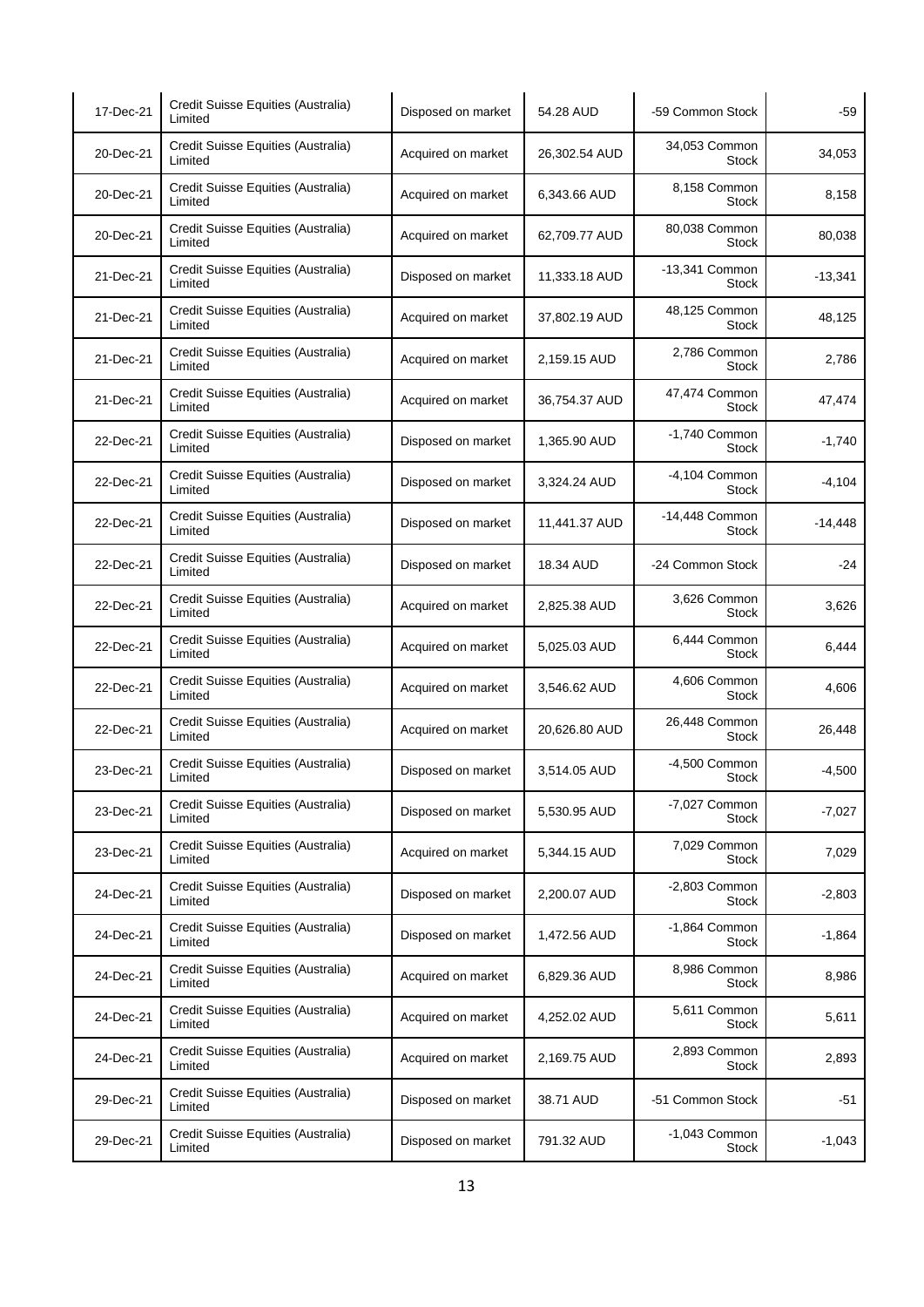| | | | | | |
|---|---|---|---|---|---|
| 17-Dec-21 | Credit Suisse Equities (Australia) Limited | Disposed on market | 54.28 AUD | -59 Common Stock | -59 |
| 20-Dec-21 | Credit Suisse Equities (Australia) Limited | Acquired on market | 26,302.54 AUD | 34,053 Common Stock | 34,053 |
| 20-Dec-21 | Credit Suisse Equities (Australia) Limited | Acquired on market | 6,343.66 AUD | 8,158 Common Stock | 8,158 |
| 20-Dec-21 | Credit Suisse Equities (Australia) Limited | Acquired on market | 62,709.77 AUD | 80,038 Common Stock | 80,038 |
| 21-Dec-21 | Credit Suisse Equities (Australia) Limited | Disposed on market | 11,333.18 AUD | -13,341 Common Stock | -13,341 |
| 21-Dec-21 | Credit Suisse Equities (Australia) Limited | Acquired on market | 37,802.19 AUD | 48,125 Common Stock | 48,125 |
| 21-Dec-21 | Credit Suisse Equities (Australia) Limited | Acquired on market | 2,159.15 AUD | 2,786 Common Stock | 2,786 |
| 21-Dec-21 | Credit Suisse Equities (Australia) Limited | Acquired on market | 36,754.37 AUD | 47,474 Common Stock | 47,474 |
| 22-Dec-21 | Credit Suisse Equities (Australia) Limited | Disposed on market | 1,365.90 AUD | -1,740 Common Stock | -1,740 |
| 22-Dec-21 | Credit Suisse Equities (Australia) Limited | Disposed on market | 3,324.24 AUD | -4,104 Common Stock | -4,104 |
| 22-Dec-21 | Credit Suisse Equities (Australia) Limited | Disposed on market | 11,441.37 AUD | -14,448 Common Stock | -14,448 |
| 22-Dec-21 | Credit Suisse Equities (Australia) Limited | Disposed on market | 18.34 AUD | -24 Common Stock | -24 |
| 22-Dec-21 | Credit Suisse Equities (Australia) Limited | Acquired on market | 2,825.38 AUD | 3,626 Common Stock | 3,626 |
| 22-Dec-21 | Credit Suisse Equities (Australia) Limited | Acquired on market | 5,025.03 AUD | 6,444 Common Stock | 6,444 |
| 22-Dec-21 | Credit Suisse Equities (Australia) Limited | Acquired on market | 3,546.62 AUD | 4,606 Common Stock | 4,606 |
| 22-Dec-21 | Credit Suisse Equities (Australia) Limited | Acquired on market | 20,626.80 AUD | 26,448 Common Stock | 26,448 |
| 23-Dec-21 | Credit Suisse Equities (Australia) Limited | Disposed on market | 3,514.05 AUD | -4,500 Common Stock | -4,500 |
| 23-Dec-21 | Credit Suisse Equities (Australia) Limited | Disposed on market | 5,530.95 AUD | -7,027 Common Stock | -7,027 |
| 23-Dec-21 | Credit Suisse Equities (Australia) Limited | Acquired on market | 5,344.15 AUD | 7,029 Common Stock | 7,029 |
| 24-Dec-21 | Credit Suisse Equities (Australia) Limited | Disposed on market | 2,200.07 AUD | -2,803 Common Stock | -2,803 |
| 24-Dec-21 | Credit Suisse Equities (Australia) Limited | Disposed on market | 1,472.56 AUD | -1,864 Common Stock | -1,864 |
| 24-Dec-21 | Credit Suisse Equities (Australia) Limited | Acquired on market | 6,829.36 AUD | 8,986 Common Stock | 8,986 |
| 24-Dec-21 | Credit Suisse Equities (Australia) Limited | Acquired on market | 4,252.02 AUD | 5,611 Common Stock | 5,611 |
| 24-Dec-21 | Credit Suisse Equities (Australia) Limited | Acquired on market | 2,169.75 AUD | 2,893 Common Stock | 2,893 |
| 29-Dec-21 | Credit Suisse Equities (Australia) Limited | Disposed on market | 38.71 AUD | -51 Common Stock | -51 |
| 29-Dec-21 | Credit Suisse Equities (Australia) Limited | Disposed on market | 791.32 AUD | -1,043 Common Stock | -1,043 |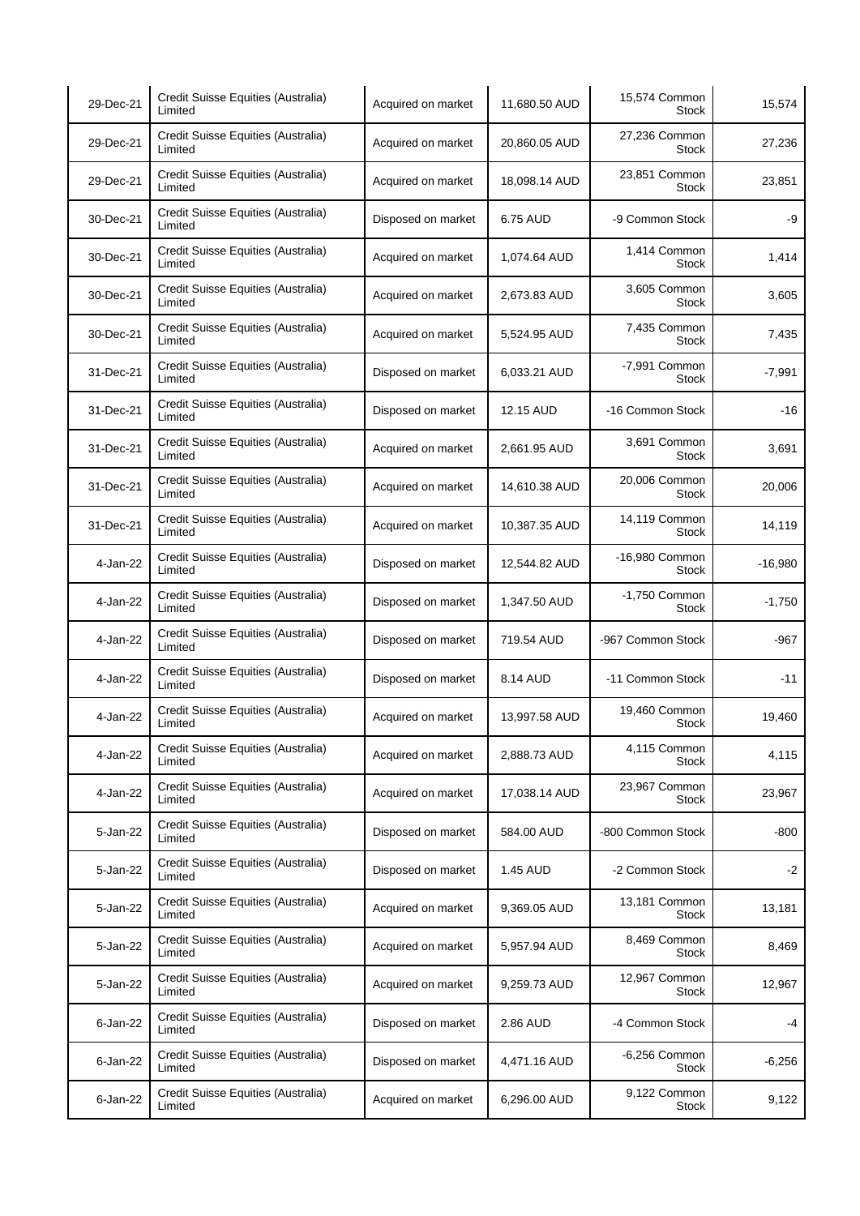| 29-Dec-21 | Credit Suisse Equities (Australia) Limited | Acquired on market | 11,680.50 AUD | 15,574 Common Stock | 15,574 |
|---|---|---|---|---|---|
| 29-Dec-21 | Credit Suisse Equities (Australia) Limited | Acquired on market | 20,860.05 AUD | 27,236 Common Stock | 27,236 |
| 29-Dec-21 | Credit Suisse Equities (Australia) Limited | Acquired on market | 18,098.14 AUD | 23,851 Common Stock | 23,851 |
| 30-Dec-21 | Credit Suisse Equities (Australia) Limited | Disposed on market | 6.75 AUD | -9 Common Stock | -9 |
| 30-Dec-21 | Credit Suisse Equities (Australia) Limited | Acquired on market | 1,074.64 AUD | 1,414 Common Stock | 1,414 |
| 30-Dec-21 | Credit Suisse Equities (Australia) Limited | Acquired on market | 2,673.83 AUD | 3,605 Common Stock | 3,605 |
| 30-Dec-21 | Credit Suisse Equities (Australia) Limited | Acquired on market | 5,524.95 AUD | 7,435 Common Stock | 7,435 |
| 31-Dec-21 | Credit Suisse Equities (Australia) Limited | Disposed on market | 6,033.21 AUD | -7,991 Common Stock | -7,991 |
| 31-Dec-21 | Credit Suisse Equities (Australia) Limited | Disposed on market | 12.15 AUD | -16 Common Stock | -16 |
| 31-Dec-21 | Credit Suisse Equities (Australia) Limited | Acquired on market | 2,661.95 AUD | 3,691 Common Stock | 3,691 |
| 31-Dec-21 | Credit Suisse Equities (Australia) Limited | Acquired on market | 14,610.38 AUD | 20,006 Common Stock | 20,006 |
| 31-Dec-21 | Credit Suisse Equities (Australia) Limited | Acquired on market | 10,387.35 AUD | 14,119 Common Stock | 14,119 |
| 4-Jan-22 | Credit Suisse Equities (Australia) Limited | Disposed on market | 12,544.82 AUD | -16,980 Common Stock | -16,980 |
| 4-Jan-22 | Credit Suisse Equities (Australia) Limited | Disposed on market | 1,347.50 AUD | -1,750 Common Stock | -1,750 |
| 4-Jan-22 | Credit Suisse Equities (Australia) Limited | Disposed on market | 719.54 AUD | -967 Common Stock | -967 |
| 4-Jan-22 | Credit Suisse Equities (Australia) Limited | Disposed on market | 8.14 AUD | -11 Common Stock | -11 |
| 4-Jan-22 | Credit Suisse Equities (Australia) Limited | Acquired on market | 13,997.58 AUD | 19,460 Common Stock | 19,460 |
| 4-Jan-22 | Credit Suisse Equities (Australia) Limited | Acquired on market | 2,888.73 AUD | 4,115 Common Stock | 4,115 |
| 4-Jan-22 | Credit Suisse Equities (Australia) Limited | Acquired on market | 17,038.14 AUD | 23,967 Common Stock | 23,967 |
| 5-Jan-22 | Credit Suisse Equities (Australia) Limited | Disposed on market | 584.00 AUD | -800 Common Stock | -800 |
| 5-Jan-22 | Credit Suisse Equities (Australia) Limited | Disposed on market | 1.45 AUD | -2 Common Stock | -2 |
| 5-Jan-22 | Credit Suisse Equities (Australia) Limited | Acquired on market | 9,369.05 AUD | 13,181 Common Stock | 13,181 |
| 5-Jan-22 | Credit Suisse Equities (Australia) Limited | Acquired on market | 5,957.94 AUD | 8,469 Common Stock | 8,469 |
| 5-Jan-22 | Credit Suisse Equities (Australia) Limited | Acquired on market | 9,259.73 AUD | 12,967 Common Stock | 12,967 |
| 6-Jan-22 | Credit Suisse Equities (Australia) Limited | Disposed on market | 2.86 AUD | -4 Common Stock | -4 |
| 6-Jan-22 | Credit Suisse Equities (Australia) Limited | Disposed on market | 4,471.16 AUD | -6,256 Common Stock | -6,256 |
| 6-Jan-22 | Credit Suisse Equities (Australia) Limited | Acquired on market | 6,296.00 AUD | 9,122 Common Stock | 9,122 |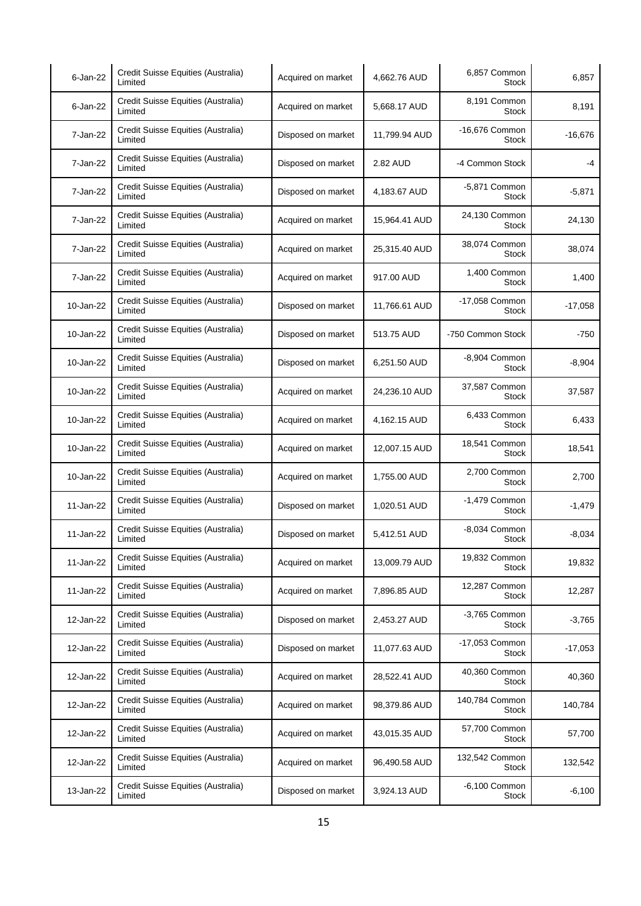| 6-Jan-22 | Credit Suisse Equities (Australia) Limited | Acquired on market | 4,662.76 AUD | 6,857 Common Stock | 6,857 |
|---|---|---|---|---|---|
| 6-Jan-22 | Credit Suisse Equities (Australia) Limited | Acquired on market | 5,668.17 AUD | 8,191 Common Stock | 8,191 |
| 7-Jan-22 | Credit Suisse Equities (Australia) Limited | Disposed on market | 11,799.94 AUD | -16,676 Common Stock | -16,676 |
| 7-Jan-22 | Credit Suisse Equities (Australia) Limited | Disposed on market | 2.82 AUD | -4 Common Stock | -4 |
| 7-Jan-22 | Credit Suisse Equities (Australia) Limited | Disposed on market | 4,183.67 AUD | -5,871 Common Stock | -5,871 |
| 7-Jan-22 | Credit Suisse Equities (Australia) Limited | Acquired on market | 15,964.41 AUD | 24,130 Common Stock | 24,130 |
| 7-Jan-22 | Credit Suisse Equities (Australia) Limited | Acquired on market | 25,315.40 AUD | 38,074 Common Stock | 38,074 |
| 7-Jan-22 | Credit Suisse Equities (Australia) Limited | Acquired on market | 917.00 AUD | 1,400 Common Stock | 1,400 |
| 10-Jan-22 | Credit Suisse Equities (Australia) Limited | Disposed on market | 11,766.61 AUD | -17,058 Common Stock | -17,058 |
| 10-Jan-22 | Credit Suisse Equities (Australia) Limited | Disposed on market | 513.75 AUD | -750 Common Stock | -750 |
| 10-Jan-22 | Credit Suisse Equities (Australia) Limited | Disposed on market | 6,251.50 AUD | -8,904 Common Stock | -8,904 |
| 10-Jan-22 | Credit Suisse Equities (Australia) Limited | Acquired on market | 24,236.10 AUD | 37,587 Common Stock | 37,587 |
| 10-Jan-22 | Credit Suisse Equities (Australia) Limited | Acquired on market | 4,162.15 AUD | 6,433 Common Stock | 6,433 |
| 10-Jan-22 | Credit Suisse Equities (Australia) Limited | Acquired on market | 12,007.15 AUD | 18,541 Common Stock | 18,541 |
| 10-Jan-22 | Credit Suisse Equities (Australia) Limited | Acquired on market | 1,755.00 AUD | 2,700 Common Stock | 2,700 |
| 11-Jan-22 | Credit Suisse Equities (Australia) Limited | Disposed on market | 1,020.51 AUD | -1,479 Common Stock | -1,479 |
| 11-Jan-22 | Credit Suisse Equities (Australia) Limited | Disposed on market | 5,412.51 AUD | -8,034 Common Stock | -8,034 |
| 11-Jan-22 | Credit Suisse Equities (Australia) Limited | Acquired on market | 13,009.79 AUD | 19,832 Common Stock | 19,832 |
| 11-Jan-22 | Credit Suisse Equities (Australia) Limited | Acquired on market | 7,896.85 AUD | 12,287 Common Stock | 12,287 |
| 12-Jan-22 | Credit Suisse Equities (Australia) Limited | Disposed on market | 2,453.27 AUD | -3,765 Common Stock | -3,765 |
| 12-Jan-22 | Credit Suisse Equities (Australia) Limited | Disposed on market | 11,077.63 AUD | -17,053 Common Stock | -17,053 |
| 12-Jan-22 | Credit Suisse Equities (Australia) Limited | Acquired on market | 28,522.41 AUD | 40,360 Common Stock | 40,360 |
| 12-Jan-22 | Credit Suisse Equities (Australia) Limited | Acquired on market | 98,379.86 AUD | 140,784 Common Stock | 140,784 |
| 12-Jan-22 | Credit Suisse Equities (Australia) Limited | Acquired on market | 43,015.35 AUD | 57,700 Common Stock | 57,700 |
| 12-Jan-22 | Credit Suisse Equities (Australia) Limited | Acquired on market | 96,490.58 AUD | 132,542 Common Stock | 132,542 |
| 13-Jan-22 | Credit Suisse Equities (Australia) Limited | Disposed on market | 3,924.13 AUD | -6,100 Common Stock | -6,100 |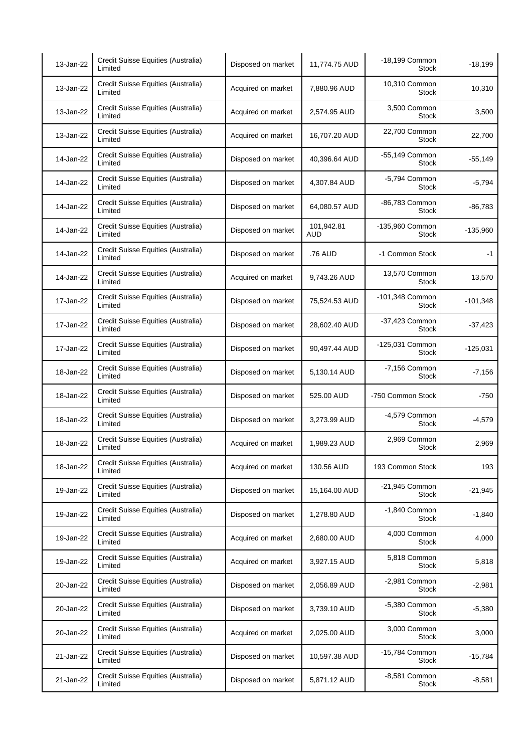| | | | | | |
|---|---|---|---|---|---|
| 13-Jan-22 | Credit Suisse Equities (Australia) Limited | Disposed on market | 11,774.75 AUD | -18,199 Common Stock | -18,199 |
| 13-Jan-22 | Credit Suisse Equities (Australia) Limited | Acquired on market | 7,880.96 AUD | 10,310 Common Stock | 10,310 |
| 13-Jan-22 | Credit Suisse Equities (Australia) Limited | Acquired on market | 2,574.95 AUD | 3,500 Common Stock | 3,500 |
| 13-Jan-22 | Credit Suisse Equities (Australia) Limited | Acquired on market | 16,707.20 AUD | 22,700 Common Stock | 22,700 |
| 14-Jan-22 | Credit Suisse Equities (Australia) Limited | Disposed on market | 40,396.64 AUD | -55,149 Common Stock | -55,149 |
| 14-Jan-22 | Credit Suisse Equities (Australia) Limited | Disposed on market | 4,307.84 AUD | -5,794 Common Stock | -5,794 |
| 14-Jan-22 | Credit Suisse Equities (Australia) Limited | Disposed on market | 64,080.57 AUD | -86,783 Common Stock | -86,783 |
| 14-Jan-22 | Credit Suisse Equities (Australia) Limited | Disposed on market | 101,942.81 AUD | -135,960 Common Stock | -135,960 |
| 14-Jan-22 | Credit Suisse Equities (Australia) Limited | Disposed on market | .76 AUD | -1 Common Stock | -1 |
| 14-Jan-22 | Credit Suisse Equities (Australia) Limited | Acquired on market | 9,743.26 AUD | 13,570 Common Stock | 13,570 |
| 17-Jan-22 | Credit Suisse Equities (Australia) Limited | Disposed on market | 75,524.53 AUD | -101,348 Common Stock | -101,348 |
| 17-Jan-22 | Credit Suisse Equities (Australia) Limited | Disposed on market | 28,602.40 AUD | -37,423 Common Stock | -37,423 |
| 17-Jan-22 | Credit Suisse Equities (Australia) Limited | Disposed on market | 90,497.44 AUD | -125,031 Common Stock | -125,031 |
| 18-Jan-22 | Credit Suisse Equities (Australia) Limited | Disposed on market | 5,130.14 AUD | -7,156 Common Stock | -7,156 |
| 18-Jan-22 | Credit Suisse Equities (Australia) Limited | Disposed on market | 525.00 AUD | -750 Common Stock | -750 |
| 18-Jan-22 | Credit Suisse Equities (Australia) Limited | Disposed on market | 3,273.99 AUD | -4,579 Common Stock | -4,579 |
| 18-Jan-22 | Credit Suisse Equities (Australia) Limited | Acquired on market | 1,989.23 AUD | 2,969 Common Stock | 2,969 |
| 18-Jan-22 | Credit Suisse Equities (Australia) Limited | Acquired on market | 130.56 AUD | 193 Common Stock | 193 |
| 19-Jan-22 | Credit Suisse Equities (Australia) Limited | Disposed on market | 15,164.00 AUD | -21,945 Common Stock | -21,945 |
| 19-Jan-22 | Credit Suisse Equities (Australia) Limited | Disposed on market | 1,278.80 AUD | -1,840 Common Stock | -1,840 |
| 19-Jan-22 | Credit Suisse Equities (Australia) Limited | Acquired on market | 2,680.00 AUD | 4,000 Common Stock | 4,000 |
| 19-Jan-22 | Credit Suisse Equities (Australia) Limited | Acquired on market | 3,927.15 AUD | 5,818 Common Stock | 5,818 |
| 20-Jan-22 | Credit Suisse Equities (Australia) Limited | Disposed on market | 2,056.89 AUD | -2,981 Common Stock | -2,981 |
| 20-Jan-22 | Credit Suisse Equities (Australia) Limited | Disposed on market | 3,739.10 AUD | -5,380 Common Stock | -5,380 |
| 20-Jan-22 | Credit Suisse Equities (Australia) Limited | Acquired on market | 2,025.00 AUD | 3,000 Common Stock | 3,000 |
| 21-Jan-22 | Credit Suisse Equities (Australia) Limited | Disposed on market | 10,597.38 AUD | -15,784 Common Stock | -15,784 |
| 21-Jan-22 | Credit Suisse Equities (Australia) Limited | Disposed on market | 5,871.12 AUD | -8,581 Common Stock | -8,581 |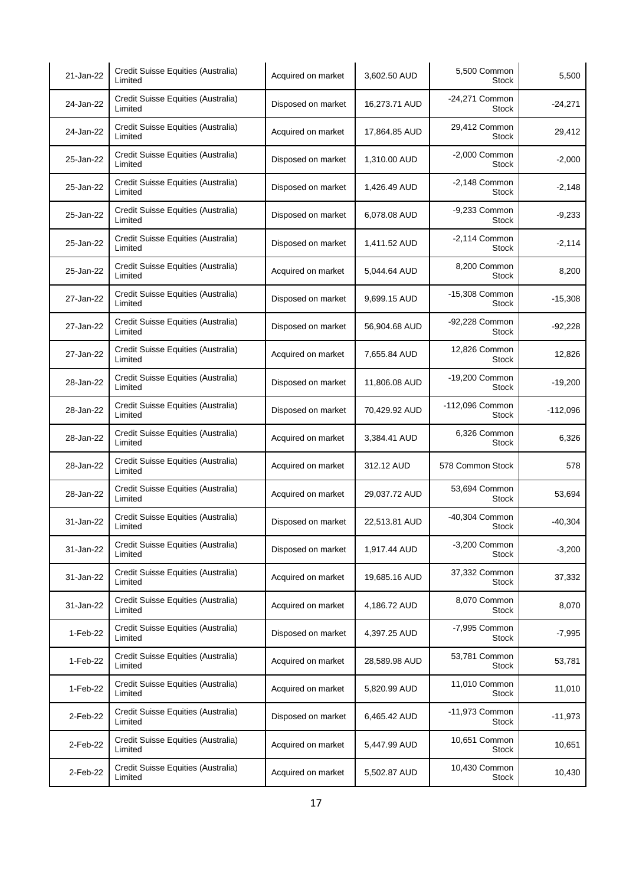| 21-Jan-22 | Credit Suisse Equities (Australia) Limited | Acquired on market | 3,602.50 AUD | 5,500 Common Stock | 5,500 |
|---|---|---|---|---|---|
| 24-Jan-22 | Credit Suisse Equities (Australia) Limited | Disposed on market | 16,273.71 AUD | -24,271 Common Stock | -24,271 |
| 24-Jan-22 | Credit Suisse Equities (Australia) Limited | Acquired on market | 17,864.85 AUD | 29,412 Common Stock | 29,412 |
| 25-Jan-22 | Credit Suisse Equities (Australia) Limited | Disposed on market | 1,310.00 AUD | -2,000 Common Stock | -2,000 |
| 25-Jan-22 | Credit Suisse Equities (Australia) Limited | Disposed on market | 1,426.49 AUD | -2,148 Common Stock | -2,148 |
| 25-Jan-22 | Credit Suisse Equities (Australia) Limited | Disposed on market | 6,078.08 AUD | -9,233 Common Stock | -9,233 |
| 25-Jan-22 | Credit Suisse Equities (Australia) Limited | Disposed on market | 1,411.52 AUD | -2,114 Common Stock | -2,114 |
| 25-Jan-22 | Credit Suisse Equities (Australia) Limited | Acquired on market | 5,044.64 AUD | 8,200 Common Stock | 8,200 |
| 27-Jan-22 | Credit Suisse Equities (Australia) Limited | Disposed on market | 9,699.15 AUD | -15,308 Common Stock | -15,308 |
| 27-Jan-22 | Credit Suisse Equities (Australia) Limited | Disposed on market | 56,904.68 AUD | -92,228 Common Stock | -92,228 |
| 27-Jan-22 | Credit Suisse Equities (Australia) Limited | Acquired on market | 7,655.84 AUD | 12,826 Common Stock | 12,826 |
| 28-Jan-22 | Credit Suisse Equities (Australia) Limited | Disposed on market | 11,806.08 AUD | -19,200 Common Stock | -19,200 |
| 28-Jan-22 | Credit Suisse Equities (Australia) Limited | Disposed on market | 70,429.92 AUD | -112,096 Common Stock | -112,096 |
| 28-Jan-22 | Credit Suisse Equities (Australia) Limited | Acquired on market | 3,384.41 AUD | 6,326 Common Stock | 6,326 |
| 28-Jan-22 | Credit Suisse Equities (Australia) Limited | Acquired on market | 312.12 AUD | 578 Common Stock | 578 |
| 28-Jan-22 | Credit Suisse Equities (Australia) Limited | Acquired on market | 29,037.72 AUD | 53,694 Common Stock | 53,694 |
| 31-Jan-22 | Credit Suisse Equities (Australia) Limited | Disposed on market | 22,513.81 AUD | -40,304 Common Stock | -40,304 |
| 31-Jan-22 | Credit Suisse Equities (Australia) Limited | Disposed on market | 1,917.44 AUD | -3,200 Common Stock | -3,200 |
| 31-Jan-22 | Credit Suisse Equities (Australia) Limited | Acquired on market | 19,685.16 AUD | 37,332 Common Stock | 37,332 |
| 31-Jan-22 | Credit Suisse Equities (Australia) Limited | Acquired on market | 4,186.72 AUD | 8,070 Common Stock | 8,070 |
| 1-Feb-22 | Credit Suisse Equities (Australia) Limited | Disposed on market | 4,397.25 AUD | -7,995 Common Stock | -7,995 |
| 1-Feb-22 | Credit Suisse Equities (Australia) Limited | Acquired on market | 28,589.98 AUD | 53,781 Common Stock | 53,781 |
| 1-Feb-22 | Credit Suisse Equities (Australia) Limited | Acquired on market | 5,820.99 AUD | 11,010 Common Stock | 11,010 |
| 2-Feb-22 | Credit Suisse Equities (Australia) Limited | Disposed on market | 6,465.42 AUD | -11,973 Common Stock | -11,973 |
| 2-Feb-22 | Credit Suisse Equities (Australia) Limited | Acquired on market | 5,447.99 AUD | 10,651 Common Stock | 10,651 |
| 2-Feb-22 | Credit Suisse Equities (Australia) Limited | Acquired on market | 5,502.87 AUD | 10,430 Common Stock | 10,430 |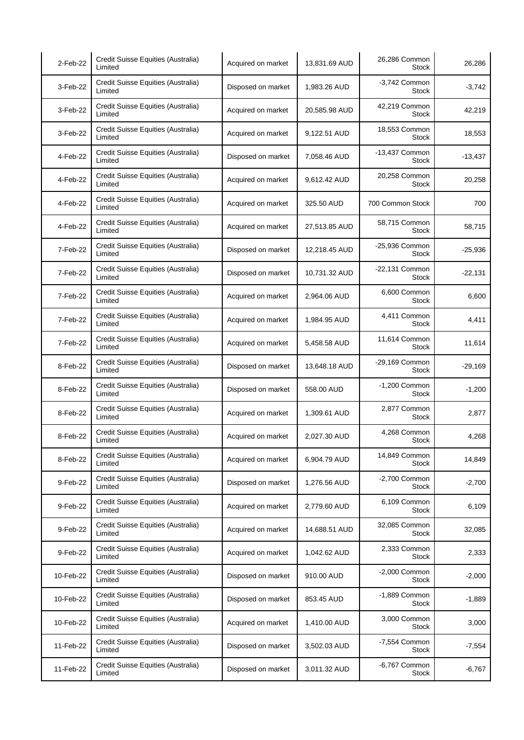| 2-Feb-22 | Credit Suisse Equities (Australia) Limited | Acquired on market | 13,831.69 AUD | 26,286 Common Stock | 26,286 |
|---|---|---|---|---|---|
| 3-Feb-22 | Credit Suisse Equities (Australia) Limited | Disposed on market | 1,983.26 AUD | -3,742 Common Stock | -3,742 |
| 3-Feb-22 | Credit Suisse Equities (Australia) Limited | Acquired on market | 20,585.98 AUD | 42,219 Common Stock | 42,219 |
| 3-Feb-22 | Credit Suisse Equities (Australia) Limited | Acquired on market | 9,122.51 AUD | 18,553 Common Stock | 18,553 |
| 4-Feb-22 | Credit Suisse Equities (Australia) Limited | Disposed on market | 7,058.46 AUD | -13,437 Common Stock | -13,437 |
| 4-Feb-22 | Credit Suisse Equities (Australia) Limited | Acquired on market | 9,612.42 AUD | 20,258 Common Stock | 20,258 |
| 4-Feb-22 | Credit Suisse Equities (Australia) Limited | Acquired on market | 325.50 AUD | 700 Common Stock | 700 |
| 4-Feb-22 | Credit Suisse Equities (Australia) Limited | Acquired on market | 27,513.85 AUD | 58,715 Common Stock | 58,715 |
| 7-Feb-22 | Credit Suisse Equities (Australia) Limited | Disposed on market | 12,218.45 AUD | -25,936 Common Stock | -25,936 |
| 7-Feb-22 | Credit Suisse Equities (Australia) Limited | Disposed on market | 10,731.32 AUD | -22,131 Common Stock | -22,131 |
| 7-Feb-22 | Credit Suisse Equities (Australia) Limited | Acquired on market | 2,964.06 AUD | 6,600 Common Stock | 6,600 |
| 7-Feb-22 | Credit Suisse Equities (Australia) Limited | Acquired on market | 1,984.95 AUD | 4,411 Common Stock | 4,411 |
| 7-Feb-22 | Credit Suisse Equities (Australia) Limited | Acquired on market | 5,458.58 AUD | 11,614 Common Stock | 11,614 |
| 8-Feb-22 | Credit Suisse Equities (Australia) Limited | Disposed on market | 13,648.18 AUD | -29,169 Common Stock | -29,169 |
| 8-Feb-22 | Credit Suisse Equities (Australia) Limited | Disposed on market | 558.00 AUD | -1,200 Common Stock | -1,200 |
| 8-Feb-22 | Credit Suisse Equities (Australia) Limited | Acquired on market | 1,309.61 AUD | 2,877 Common Stock | 2,877 |
| 8-Feb-22 | Credit Suisse Equities (Australia) Limited | Acquired on market | 2,027.30 AUD | 4,268 Common Stock | 4,268 |
| 8-Feb-22 | Credit Suisse Equities (Australia) Limited | Acquired on market | 6,904.79 AUD | 14,849 Common Stock | 14,849 |
| 9-Feb-22 | Credit Suisse Equities (Australia) Limited | Disposed on market | 1,276.56 AUD | -2,700 Common Stock | -2,700 |
| 9-Feb-22 | Credit Suisse Equities (Australia) Limited | Acquired on market | 2,779.60 AUD | 6,109 Common Stock | 6,109 |
| 9-Feb-22 | Credit Suisse Equities (Australia) Limited | Acquired on market | 14,688.51 AUD | 32,085 Common Stock | 32,085 |
| 9-Feb-22 | Credit Suisse Equities (Australia) Limited | Acquired on market | 1,042.62 AUD | 2,333 Common Stock | 2,333 |
| 10-Feb-22 | Credit Suisse Equities (Australia) Limited | Disposed on market | 910.00 AUD | -2,000 Common Stock | -2,000 |
| 10-Feb-22 | Credit Suisse Equities (Australia) Limited | Disposed on market | 853.45 AUD | -1,889 Common Stock | -1,889 |
| 10-Feb-22 | Credit Suisse Equities (Australia) Limited | Acquired on market | 1,410.00 AUD | 3,000 Common Stock | 3,000 |
| 11-Feb-22 | Credit Suisse Equities (Australia) Limited | Disposed on market | 3,502.03 AUD | -7,554 Common Stock | -7,554 |
| 11-Feb-22 | Credit Suisse Equities (Australia) Limited | Disposed on market | 3,011.32 AUD | -6,767 Common Stock | -6,767 |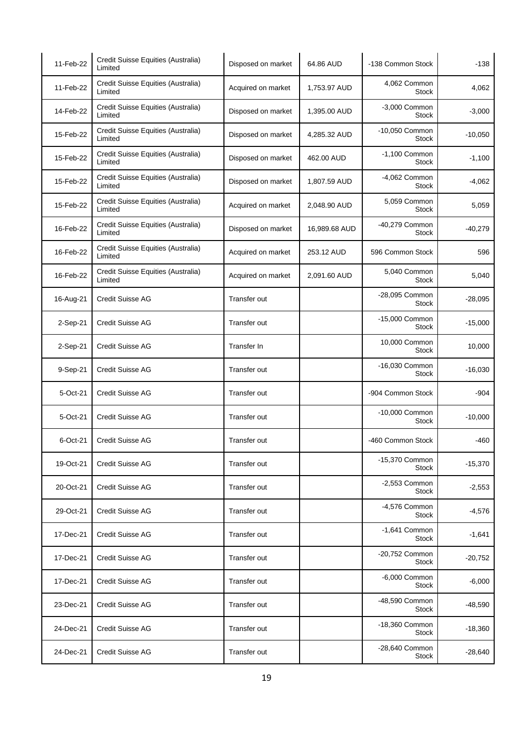| | | | | | |
|---|---|---|---|---|---|
| 11-Feb-22 | Credit Suisse Equities (Australia) Limited | Disposed on market | 64.86 AUD | -138 Common Stock | -138 |
| 11-Feb-22 | Credit Suisse Equities (Australia) Limited | Acquired on market | 1,753.97 AUD | 4,062 Common Stock | 4,062 |
| 14-Feb-22 | Credit Suisse Equities (Australia) Limited | Disposed on market | 1,395.00 AUD | -3,000 Common Stock | -3,000 |
| 15-Feb-22 | Credit Suisse Equities (Australia) Limited | Disposed on market | 4,285.32 AUD | -10,050 Common Stock | -10,050 |
| 15-Feb-22 | Credit Suisse Equities (Australia) Limited | Disposed on market | 462.00 AUD | -1,100 Common Stock | -1,100 |
| 15-Feb-22 | Credit Suisse Equities (Australia) Limited | Disposed on market | 1,807.59 AUD | -4,062 Common Stock | -4,062 |
| 15-Feb-22 | Credit Suisse Equities (Australia) Limited | Acquired on market | 2,048.90 AUD | 5,059 Common Stock | 5,059 |
| 16-Feb-22 | Credit Suisse Equities (Australia) Limited | Disposed on market | 16,989.68 AUD | -40,279 Common Stock | -40,279 |
| 16-Feb-22 | Credit Suisse Equities (Australia) Limited | Acquired on market | 253.12 AUD | 596 Common Stock | 596 |
| 16-Feb-22 | Credit Suisse Equities (Australia) Limited | Acquired on market | 2,091.60 AUD | 5,040 Common Stock | 5,040 |
| 16-Aug-21 | Credit Suisse AG | Transfer out | | -28,095 Common Stock | -28,095 |
| 2-Sep-21 | Credit Suisse AG | Transfer out | | -15,000 Common Stock | -15,000 |
| 2-Sep-21 | Credit Suisse AG | Transfer In | | 10,000 Common Stock | 10,000 |
| 9-Sep-21 | Credit Suisse AG | Transfer out | | -16,030 Common Stock | -16,030 |
| 5-Oct-21 | Credit Suisse AG | Transfer out | | -904 Common Stock | -904 |
| 5-Oct-21 | Credit Suisse AG | Transfer out | | -10,000 Common Stock | -10,000 |
| 6-Oct-21 | Credit Suisse AG | Transfer out | | -460 Common Stock | -460 |
| 19-Oct-21 | Credit Suisse AG | Transfer out | | -15,370 Common Stock | -15,370 |
| 20-Oct-21 | Credit Suisse AG | Transfer out | | -2,553 Common Stock | -2,553 |
| 29-Oct-21 | Credit Suisse AG | Transfer out | | -4,576 Common Stock | -4,576 |
| 17-Dec-21 | Credit Suisse AG | Transfer out | | -1,641 Common Stock | -1,641 |
| 17-Dec-21 | Credit Suisse AG | Transfer out | | -20,752 Common Stock | -20,752 |
| 17-Dec-21 | Credit Suisse AG | Transfer out | | -6,000 Common Stock | -6,000 |
| 23-Dec-21 | Credit Suisse AG | Transfer out | | -48,590 Common Stock | -48,590 |
| 24-Dec-21 | Credit Suisse AG | Transfer out | | -18,360 Common Stock | -18,360 |
| 24-Dec-21 | Credit Suisse AG | Transfer out | | -28,640 Common Stock | -28,640 |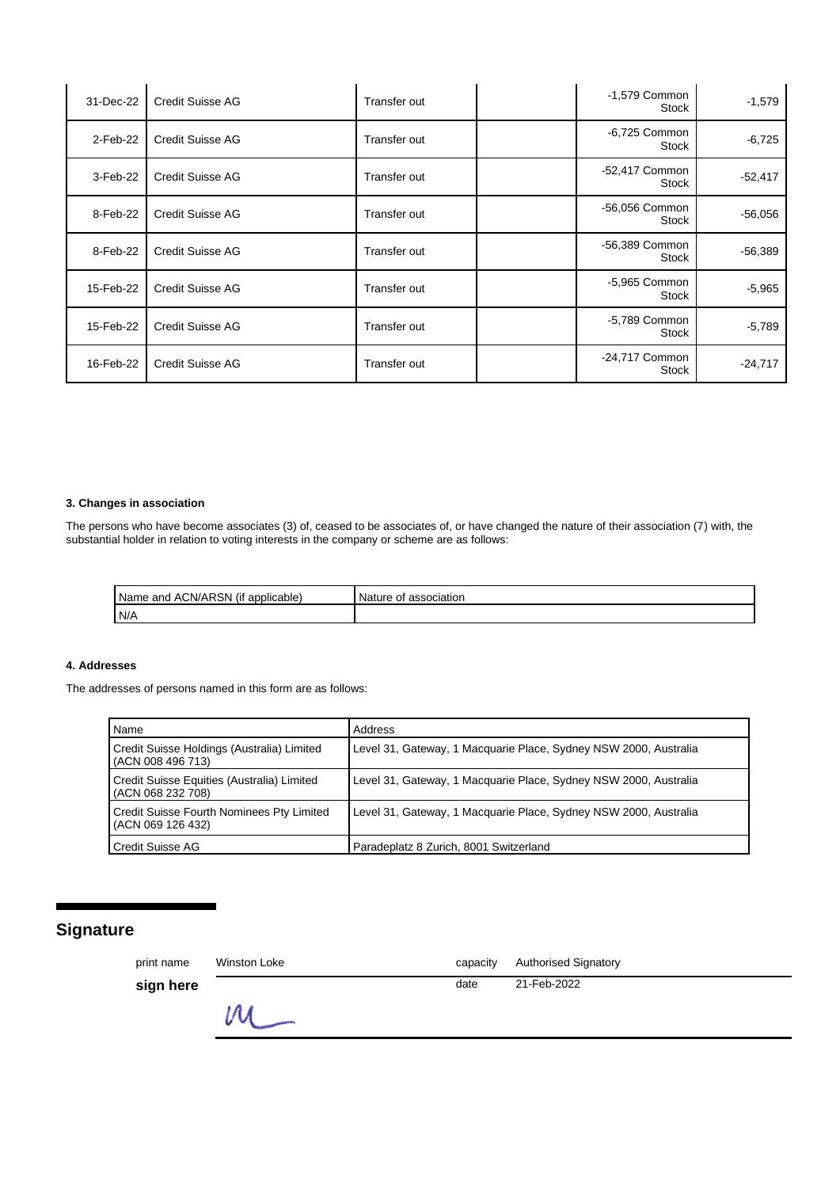| | | | | | |
|---|---|---|---|---|---|
| 31-Dec-22 | Credit Suisse AG | Transfer out | | -1,579 Common Stock | -1,579 |
| 2-Feb-22 | Credit Suisse AG | Transfer out | | -6,725 Common Stock | -6,725 |
| 3-Feb-22 | Credit Suisse AG | Transfer out | | -52,417 Common Stock | -52,417 |
| 8-Feb-22 | Credit Suisse AG | Transfer out | | -56,056 Common Stock | -56,056 |
| 8-Feb-22 | Credit Suisse AG | Transfer out | | -56,389 Common Stock | -56,389 |
| 15-Feb-22 | Credit Suisse AG | Transfer out | | -5,965 Common Stock | -5,965 |
| 15-Feb-22 | Credit Suisse AG | Transfer out | | -5,789 Common Stock | -5,789 |
| 16-Feb-22 | Credit Suisse AG | Transfer out | | -24,717 Common Stock | -24,717 |

**3. Changes in association**

The persons who have become associates (3) of, ceased to be associates of, or have changed the nature of their association (7) with, the substantial holder in relation to voting interests in the company or scheme are as follows:

| Name and ACN/ARSN (if applicable) | Nature of association |
|---|---|
| N/A | |

**4. Addresses**

The addresses of persons named in this form are as follows:

| Name | Address |
|---|---|
| Credit Suisse Holdings (Australia) Limited (ACN 008 496 713) | Level 31, Gateway, 1 Macquarie Place, Sydney NSW 2000, Australia |
| Credit Suisse Equities (Australia) Limited (ACN 068 232 708) | Level 31, Gateway, 1 Macquarie Place, Sydney NSW 2000, Australia |
| Credit Suisse Fourth Nominees Pty Limited (ACN 069 126 432) | Level 31, Gateway, 1 Macquarie Place, Sydney NSW 2000, Australia |
| Credit Suisse AG | Paradeplatz 8 Zurich, 8001 Switzerland |

## Signature

print name Winston Loke capacity Authorised Signatory

**sign here** date 21-Feb-2022